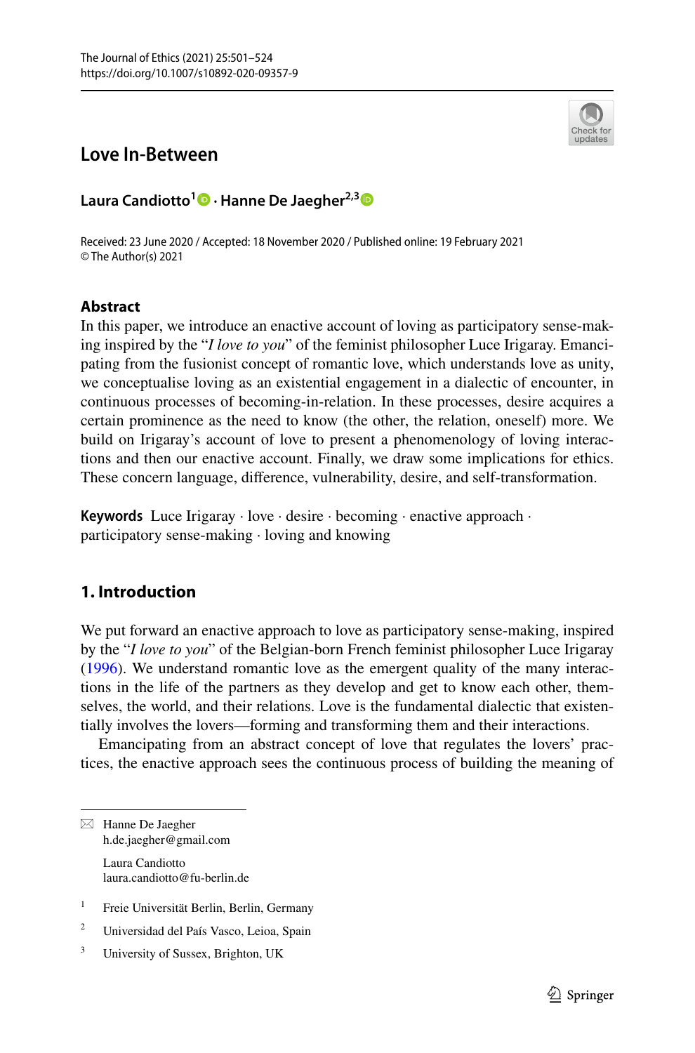# Love In-Between

**Laura Candiotto[1] · Hanne De Jaegher[2,3]**

Received: 23 June 2020 / Accepted: 18 November 2020 / Published online: 19 February 2021
© The Author(s) 2021

## Abstract

In this paper, we introduce an enactive account of loving as participatory sense-making inspired by the "*I love to you*" of the feminist philosopher Luce Irigaray. Emancipating from the fusionist concept of romantic love, which understands love as unity, we conceptualise loving as an existential engagement in a dialectic of encounter, in continuous processes of becoming-in-relation. In these processes, desire acquires a certain prominence as the need to know (the other, the relation, oneself) more. We build on Irigaray's account of love to present a phenomenology of loving interactions and then our enactive account. Finally, we draw some implications for ethics. These concern language, difference, vulnerability, desire, and self-transformation.

**Keywords** Luce Irigaray · love · desire · becoming · enactive approach · participatory sense-making · loving and knowing

## 1. Introduction

We put forward an enactive approach to love as participatory sense-making, inspired by the "*I love to you*" of the Belgian-born French feminist philosopher Luce Irigaray (1996). We understand romantic love as the emergent quality of the many interactions in the life of the partners as they develop and get to know each other, themselves, the world, and their relations. Love is the fundamental dialectic that existentially involves the lovers—forming and transforming them and their interactions.

Emancipating from an abstract concept of love that regulates the lovers' practices, the enactive approach sees the continuous process of building the meaning of

---

✉ Hanne De Jaegher
h.de.jaegher@gmail.com

Laura Candiotto
laura.candiotto@fu-berlin.de

[1] Freie Universität Berlin, Berlin, Germany

[2] Universidad del País Vasco, Leioa, Spain

[3] University of Sussex, Brighton, UK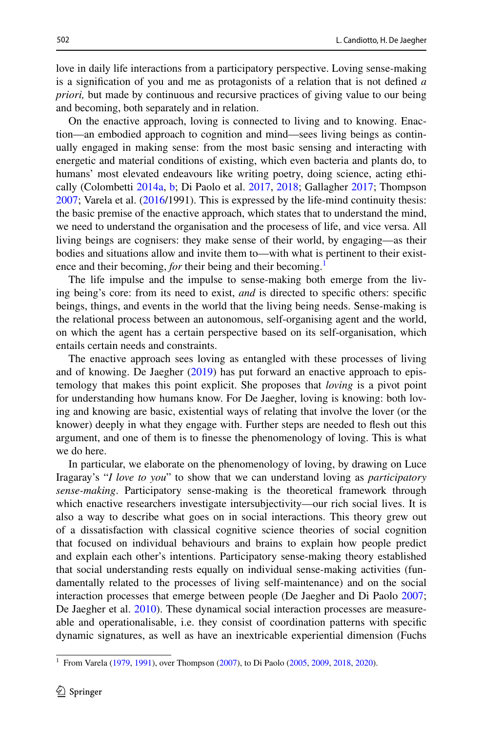love in daily life interactions from a participatory perspective. Loving sense-making is a signification of you and me as protagonists of a relation that is not defined *a priori,* but made by continuous and recursive practices of giving value to our being and becoming, both separately and in relation.

On the enactive approach, loving is connected to living and to knowing. Enaction—an embodied approach to cognition and mind—sees living beings as continually engaged in making sense: from the most basic sensing and interacting with energetic and material conditions of existing, which even bacteria and plants do, to humans' most elevated endeavours like writing poetry, doing science, acting ethically (Colombetti 2014a, b; Di Paolo et al. 2017, 2018; Gallagher 2017; Thompson 2007; Varela et al. (2016/1991). This is expressed by the life-mind continuity thesis: the basic premise of the enactive approach, which states that to understand the mind, we need to understand the organisation and the processes of life, and vice versa. All living beings are cognisers: they make sense of their world, by engaging—as their bodies and situations allow and invite them to—with what is pertinent to their existence and their becoming, *for* their being and their becoming.[1]

The life impulse and the impulse to sense-making both emerge from the living being's core: from its need to exist, *and* is directed to specific others: specific beings, things, and events in the world that the living being needs. Sense-making is the relational process between an autonomous, self-organising agent and the world, on which the agent has a certain perspective based on its self-organisation, which entails certain needs and constraints.

The enactive approach sees loving as entangled with these processes of living and of knowing. De Jaegher (2019) has put forward an enactive approach to epistemology that makes this point explicit. She proposes that *loving* is a pivot point for understanding how humans know. For De Jaegher, loving is knowing: both loving and knowing are basic, existential ways of relating that involve the lover (or the knower) deeply in what they engage with. Further steps are needed to flesh out this argument, and one of them is to finesse the phenomenology of loving. This is what we do here.

In particular, we elaborate on the phenomenology of loving, by drawing on Luce Iragaray's "*I love to you*" to show that we can understand loving as *participatory sense-making*. Participatory sense-making is the theoretical framework through which enactive researchers investigate intersubjectivity—our rich social lives. It is also a way to describe what goes on in social interactions. This theory grew out of a dissatisfaction with classical cognitive science theories of social cognition that focused on individual behaviours and brains to explain how people predict and explain each other's intentions. Participatory sense-making theory established that social understanding rests equally on individual sense-making activities (fundamentally related to the processes of living self-maintenance) and on the social interaction processes that emerge between people (De Jaegher and Di Paolo 2007; De Jaegher et al. 2010). These dynamical social interaction processes are measureable and operationalisable, i.e. they consist of coordination patterns with specific dynamic signatures, as well as have an inextricable experiential dimension (Fuchs

[1] From Varela (1979, 1991), over Thompson (2007), to Di Paolo (2005, 2009, 2018, 2020).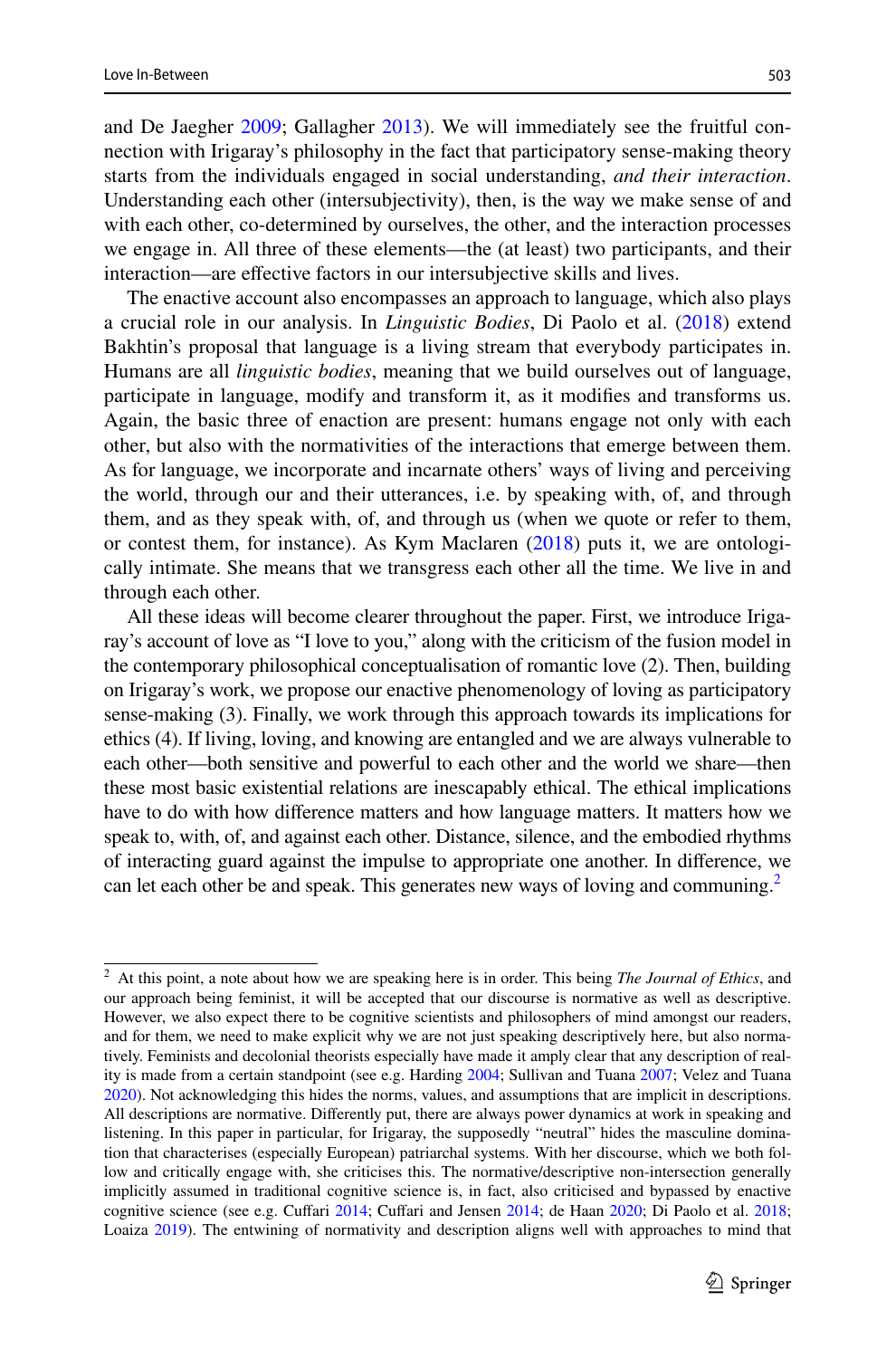and De Jaegher 2009; Gallagher 2013). We will immediately see the fruitful connection with Irigaray's philosophy in the fact that participatory sense-making theory starts from the individuals engaged in social understanding, *and their interaction*. Understanding each other (intersubjectivity), then, is the way we make sense of and with each other, co-determined by ourselves, the other, and the interaction processes we engage in. All three of these elements—the (at least) two participants, and their interaction—are effective factors in our intersubjective skills and lives.

The enactive account also encompasses an approach to language, which also plays a crucial role in our analysis. In *Linguistic Bodies*, Di Paolo et al. (2018) extend Bakhtin's proposal that language is a living stream that everybody participates in. Humans are all *linguistic bodies*, meaning that we build ourselves out of language, participate in language, modify and transform it, as it modifies and transforms us. Again, the basic three of enaction are present: humans engage not only with each other, but also with the normativities of the interactions that emerge between them. As for language, we incorporate and incarnate others' ways of living and perceiving the world, through our and their utterances, i.e. by speaking with, of, and through them, and as they speak with, of, and through us (when we quote or refer to them, or contest them, for instance). As Kym Maclaren (2018) puts it, we are ontologically intimate. She means that we transgress each other all the time. We live in and through each other.

All these ideas will become clearer throughout the paper. First, we introduce Irigaray's account of love as "I love to you," along with the criticism of the fusion model in the contemporary philosophical conceptualisation of romantic love (2). Then, building on Irigaray's work, we propose our enactive phenomenology of loving as participatory sense-making (3). Finally, we work through this approach towards its implications for ethics (4). If living, loving, and knowing are entangled and we are always vulnerable to each other—both sensitive and powerful to each other and the world we share—then these most basic existential relations are inescapably ethical. The ethical implications have to do with how difference matters and how language matters. It matters how we speak to, with, of, and against each other. Distance, silence, and the embodied rhythms of interacting guard against the impulse to appropriate one another. In difference, we can let each other be and speak. This generates new ways of loving and communing.[2]

---

[2] At this point, a note about how we are speaking here is in order. This being *The Journal of Ethics*, and our approach being feminist, it will be accepted that our discourse is normative as well as descriptive. However, we also expect there to be cognitive scientists and philosophers of mind amongst our readers, and for them, we need to make explicit why we are not just speaking descriptively here, but also normatively. Feminists and decolonial theorists especially have made it amply clear that any description of reality is made from a certain standpoint (see e.g. Harding 2004; Sullivan and Tuana 2007; Velez and Tuana 2020). Not acknowledging this hides the norms, values, and assumptions that are implicit in descriptions. All descriptions are normative. Differently put, there are always power dynamics at work in speaking and listening. In this paper in particular, for Irigaray, the supposedly "neutral" hides the masculine domination that characterises (especially European) patriarchal systems. With her discourse, which we both follow and critically engage with, she criticises this. The normative/descriptive non-intersection generally implicitly assumed in traditional cognitive science is, in fact, also criticised and bypassed by enactive cognitive science (see e.g. Cuffari 2014; Cuffari and Jensen 2014; de Haan 2020; Di Paolo et al. 2018; Loaiza 2019). The entwining of normativity and description aligns well with approaches to mind that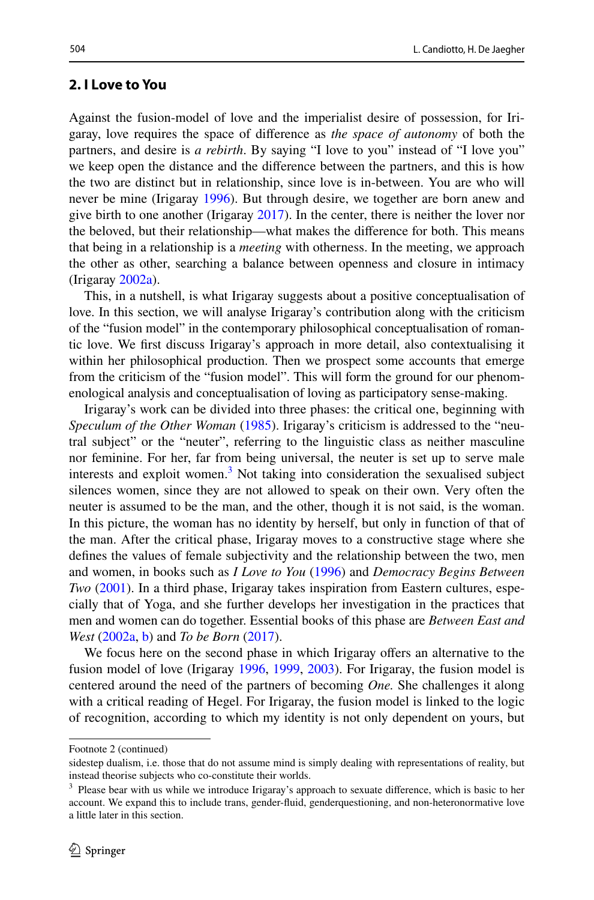## 2. I Love to You

Against the fusion-model of love and the imperialist desire of possession, for Irigaray, love requires the space of difference as *the space of autonomy* of both the partners, and desire is *a rebirth*. By saying "I love to you" instead of "I love you" we keep open the distance and the difference between the partners, and this is how the two are distinct but in relationship, since love is in-between. You are who will never be mine (Irigaray 1996). But through desire, we together are born anew and give birth to one another (Irigaray 2017). In the center, there is neither the lover nor the beloved, but their relationship—what makes the difference for both. This means that being in a relationship is a *meeting* with otherness. In the meeting, we approach the other as other, searching a balance between openness and closure in intimacy (Irigaray 2002a).

This, in a nutshell, is what Irigaray suggests about a positive conceptualisation of love. In this section, we will analyse Irigaray's contribution along with the criticism of the "fusion model" in the contemporary philosophical conceptualisation of romantic love. We first discuss Irigaray's approach in more detail, also contextualising it within her philosophical production. Then we prospect some accounts that emerge from the criticism of the "fusion model". This will form the ground for our phenomenological analysis and conceptualisation of loving as participatory sense-making.

Irigaray's work can be divided into three phases: the critical one, beginning with *Speculum of the Other Woman* (1985). Irigaray's criticism is addressed to the "neutral subject" or the "neuter", referring to the linguistic class as neither masculine nor feminine. For her, far from being universal, the neuter is set up to serve male interests and exploit women.[3] Not taking into consideration the sexualised subject silences women, since they are not allowed to speak on their own. Very often the neuter is assumed to be the man, and the other, though it is not said, is the woman. In this picture, the woman has no identity by herself, but only in function of that of the man. After the critical phase, Irigaray moves to a constructive stage where she defines the values of female subjectivity and the relationship between the two, men and women, in books such as *I Love to You* (1996) and *Democracy Begins Between Two* (2001). In a third phase, Irigaray takes inspiration from Eastern cultures, especially that of Yoga, and she further develops her investigation in the practices that men and women can do together. Essential books of this phase are *Between East and West* (2002a, b) and *To be Born* (2017).

We focus here on the second phase in which Irigaray offers an alternative to the fusion model of love (Irigaray 1996, 1999, 2003). For Irigaray, the fusion model is centered around the need of the partners of becoming *One.* She challenges it along with a critical reading of Hegel. For Irigaray, the fusion model is linked to the logic of recognition, according to which my identity is not only dependent on yours, but

---

Footnote 2 (continued)

sidestep dualism, i.e. those that do not assume mind is simply dealing with representations of reality, but instead theorise subjects who co-constitute their worlds.

[3] Please bear with us while we introduce Irigaray's approach to sexuate difference, which is basic to her account. We expand this to include trans, gender-fluid, genderquestioning, and non-heteronormative love a little later in this section.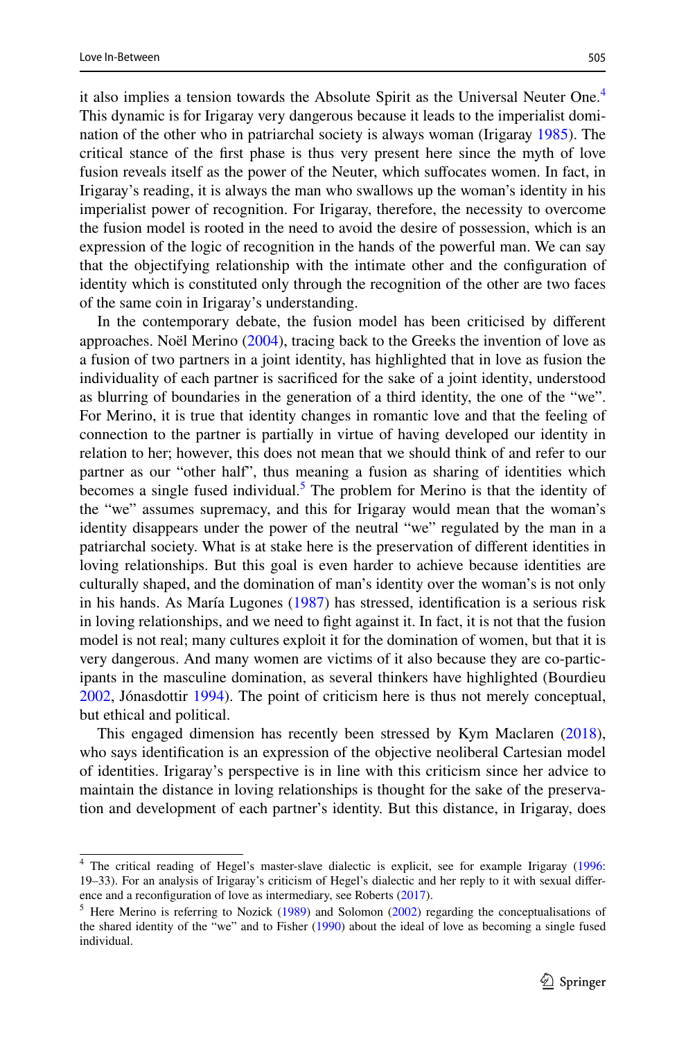it also implies a tension towards the Absolute Spirit as the Universal Neuter One.[4] This dynamic is for Irigaray very dangerous because it leads to the imperialist domination of the other who in patriarchal society is always woman (Irigaray 1985). The critical stance of the first phase is thus very present here since the myth of love fusion reveals itself as the power of the Neuter, which suffocates women. In fact, in Irigaray's reading, it is always the man who swallows up the woman's identity in his imperialist power of recognition. For Irigaray, therefore, the necessity to overcome the fusion model is rooted in the need to avoid the desire of possession, which is an expression of the logic of recognition in the hands of the powerful man. We can say that the objectifying relationship with the intimate other and the configuration of identity which is constituted only through the recognition of the other are two faces of the same coin in Irigaray's understanding.

In the contemporary debate, the fusion model has been criticised by different approaches. Noël Merino (2004), tracing back to the Greeks the invention of love as a fusion of two partners in a joint identity, has highlighted that in love as fusion the individuality of each partner is sacrificed for the sake of a joint identity, understood as blurring of boundaries in the generation of a third identity, the one of the "we". For Merino, it is true that identity changes in romantic love and that the feeling of connection to the partner is partially in virtue of having developed our identity in relation to her; however, this does not mean that we should think of and refer to our partner as our "other half", thus meaning a fusion as sharing of identities which becomes a single fused individual.[5] The problem for Merino is that the identity of the "we" assumes supremacy, and this for Irigaray would mean that the woman's identity disappears under the power of the neutral "we" regulated by the man in a patriarchal society. What is at stake here is the preservation of different identities in loving relationships. But this goal is even harder to achieve because identities are culturally shaped, and the domination of man's identity over the woman's is not only in his hands. As María Lugones (1987) has stressed, identification is a serious risk in loving relationships, and we need to fight against it. In fact, it is not that the fusion model is not real; many cultures exploit it for the domination of women, but that it is very dangerous. And many women are victims of it also because they are co-participants in the masculine domination, as several thinkers have highlighted (Bourdieu 2002, Jónasdottir 1994). The point of criticism here is thus not merely conceptual, but ethical and political.

This engaged dimension has recently been stressed by Kym Maclaren (2018), who says identification is an expression of the objective neoliberal Cartesian model of identities. Irigaray's perspective is in line with this criticism since her advice to maintain the distance in loving relationships is thought for the sake of the preservation and development of each partner's identity. But this distance, in Irigaray, does

---

[4] The critical reading of Hegel's master-slave dialectic is explicit, see for example Irigaray (1996: 19–33). For an analysis of Irigaray's criticism of Hegel's dialectic and her reply to it with sexual difference and a reconfiguration of love as intermediary, see Roberts (2017).

[5] Here Merino is referring to Nozick (1989) and Solomon (2002) regarding the conceptualisations of the shared identity of the "we" and to Fisher (1990) about the ideal of love as becoming a single fused individual.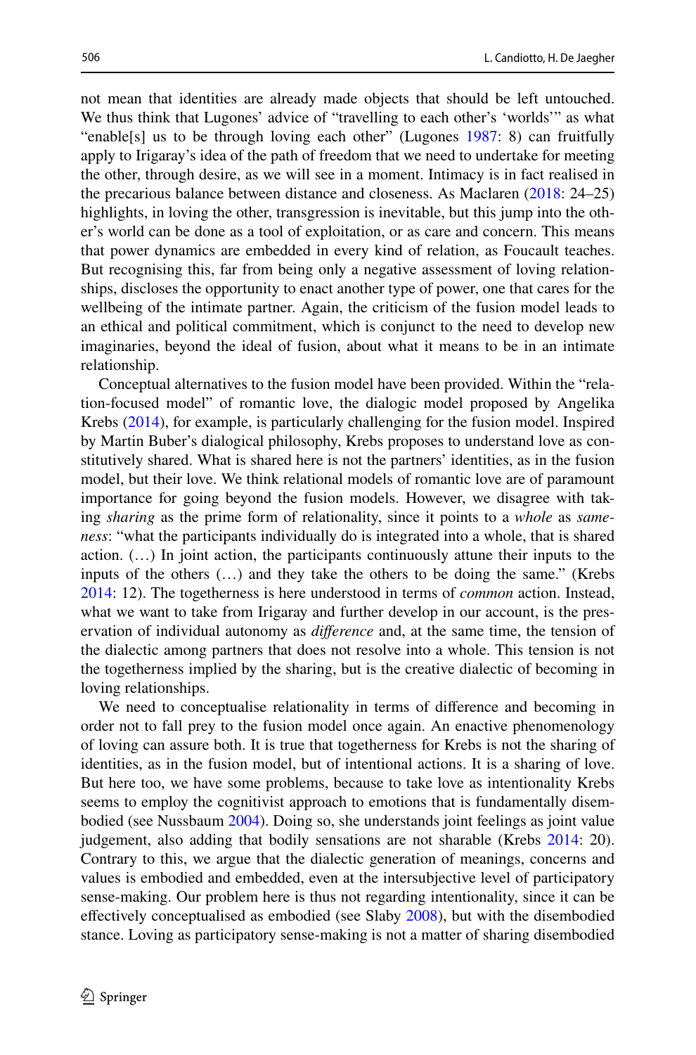not mean that identities are already made objects that should be left untouched. We thus think that Lugones' advice of "travelling to each other's 'worlds'" as what "enable[s] us to be through loving each other" (Lugones 1987: 8) can fruitfully apply to Irigaray's idea of the path of freedom that we need to undertake for meeting the other, through desire, as we will see in a moment. Intimacy is in fact realised in the precarious balance between distance and closeness. As Maclaren (2018: 24–25) highlights, in loving the other, transgression is inevitable, but this jump into the other's world can be done as a tool of exploitation, or as care and concern. This means that power dynamics are embedded in every kind of relation, as Foucault teaches. But recognising this, far from being only a negative assessment of loving relationships, discloses the opportunity to enact another type of power, one that cares for the wellbeing of the intimate partner. Again, the criticism of the fusion model leads to an ethical and political commitment, which is conjunct to the need to develop new imaginaries, beyond the ideal of fusion, about what it means to be in an intimate relationship.

Conceptual alternatives to the fusion model have been provided. Within the "relation-focused model" of romantic love, the dialogic model proposed by Angelika Krebs (2014), for example, is particularly challenging for the fusion model. Inspired by Martin Buber's dialogical philosophy, Krebs proposes to understand love as constitutively shared. What is shared here is not the partners' identities, as in the fusion model, but their love. We think relational models of romantic love are of paramount importance for going beyond the fusion models. However, we disagree with taking *sharing* as the prime form of relationality, since it points to a *whole* as *sameness*: "what the participants individually do is integrated into a whole, that is shared action. (…) In joint action, the participants continuously attune their inputs to the inputs of the others (…) and they take the others to be doing the same." (Krebs 2014: 12). The togetherness is here understood in terms of *common* action. Instead, what we want to take from Irigaray and further develop in our account, is the preservation of individual autonomy as *difference* and, at the same time, the tension of the dialectic among partners that does not resolve into a whole. This tension is not the togetherness implied by the sharing, but is the creative dialectic of becoming in loving relationships.

We need to conceptualise relationality in terms of difference and becoming in order not to fall prey to the fusion model once again. An enactive phenomenology of loving can assure both. It is true that togetherness for Krebs is not the sharing of identities, as in the fusion model, but of intentional actions. It is a sharing of love. But here too, we have some problems, because to take love as intentionality Krebs seems to employ the cognitivist approach to emotions that is fundamentally disembodied (see Nussbaum 2004). Doing so, she understands joint feelings as joint value judgement, also adding that bodily sensations are not sharable (Krebs 2014: 20). Contrary to this, we argue that the dialectic generation of meanings, concerns and values is embodied and embedded, even at the intersubjective level of participatory sense-making. Our problem here is thus not regarding intentionality, since it can be effectively conceptualised as embodied (see Slaby 2008), but with the disembodied stance. Loving as participatory sense-making is not a matter of sharing disembodied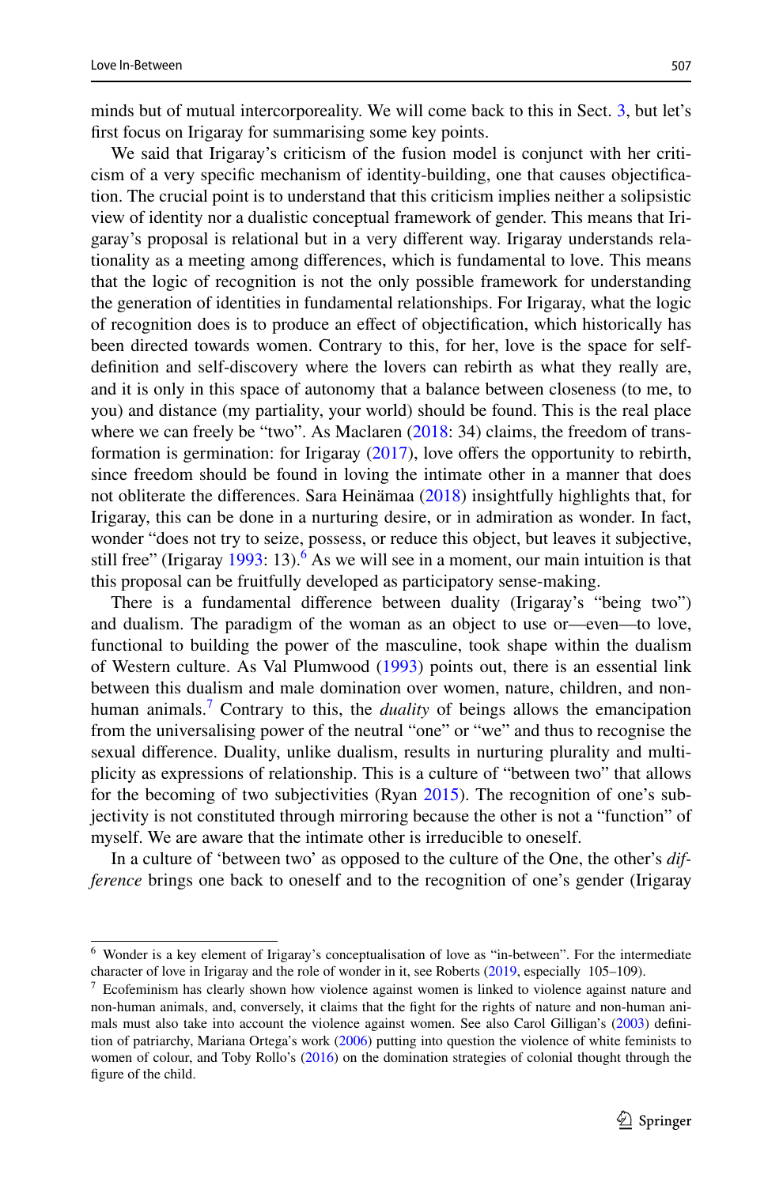minds but of mutual intercorporeality. We will come back to this in Sect. 3, but let's first focus on Irigaray for summarising some key points.

We said that Irigaray's criticism of the fusion model is conjunct with her criticism of a very specific mechanism of identity-building, one that causes objectification. The crucial point is to understand that this criticism implies neither a solipsistic view of identity nor a dualistic conceptual framework of gender. This means that Irigaray's proposal is relational but in a very different way. Irigaray understands relationality as a meeting among differences, which is fundamental to love. This means that the logic of recognition is not the only possible framework for understanding the generation of identities in fundamental relationships. For Irigaray, what the logic of recognition does is to produce an effect of objectification, which historically has been directed towards women. Contrary to this, for her, love is the space for self-definition and self-discovery where the lovers can rebirth as what they really are, and it is only in this space of autonomy that a balance between closeness (to me, to you) and distance (my partiality, your world) should be found. This is the real place where we can freely be "two". As Maclaren (2018: 34) claims, the freedom of transformation is germination: for Irigaray (2017), love offers the opportunity to rebirth, since freedom should be found in loving the intimate other in a manner that does not obliterate the differences. Sara Heinämaa (2018) insightfully highlights that, for Irigaray, this can be done in a nurturing desire, or in admiration as wonder. In fact, wonder "does not try to seize, possess, or reduce this object, but leaves it subjective, still free" (Irigaray 1993: 13).[6] As we will see in a moment, our main intuition is that this proposal can be fruitfully developed as participatory sense-making.

There is a fundamental difference between duality (Irigaray's "being two") and dualism. The paradigm of the woman as an object to use or—even—to love, functional to building the power of the masculine, took shape within the dualism of Western culture. As Val Plumwood (1993) points out, there is an essential link between this dualism and male domination over women, nature, children, and non-human animals.[7] Contrary to this, the *duality* of beings allows the emancipation from the universalising power of the neutral "one" or "we" and thus to recognise the sexual difference. Duality, unlike dualism, results in nurturing plurality and multiplicity as expressions of relationship. This is a culture of "between two" that allows for the becoming of two subjectivities (Ryan 2015). The recognition of one's subjectivity is not constituted through mirroring because the other is not a "function" of myself. We are aware that the intimate other is irreducible to oneself.

In a culture of 'between two' as opposed to the culture of the One, the other's *difference* brings one back to oneself and to the recognition of one's gender (Irigaray

---

[6] Wonder is a key element of Irigaray's conceptualisation of love as "in-between". For the intermediate character of love in Irigaray and the role of wonder in it, see Roberts (2019, especially 105–109).

[7] Ecofeminism has clearly shown how violence against women is linked to violence against nature and non-human animals, and, conversely, it claims that the fight for the rights of nature and non-human animals must also take into account the violence against women. See also Carol Gilligan's (2003) definition of patriarchy, Mariana Ortega's work (2006) putting into question the violence of white feminists to women of colour, and Toby Rollo's (2016) on the domination strategies of colonial thought through the figure of the child.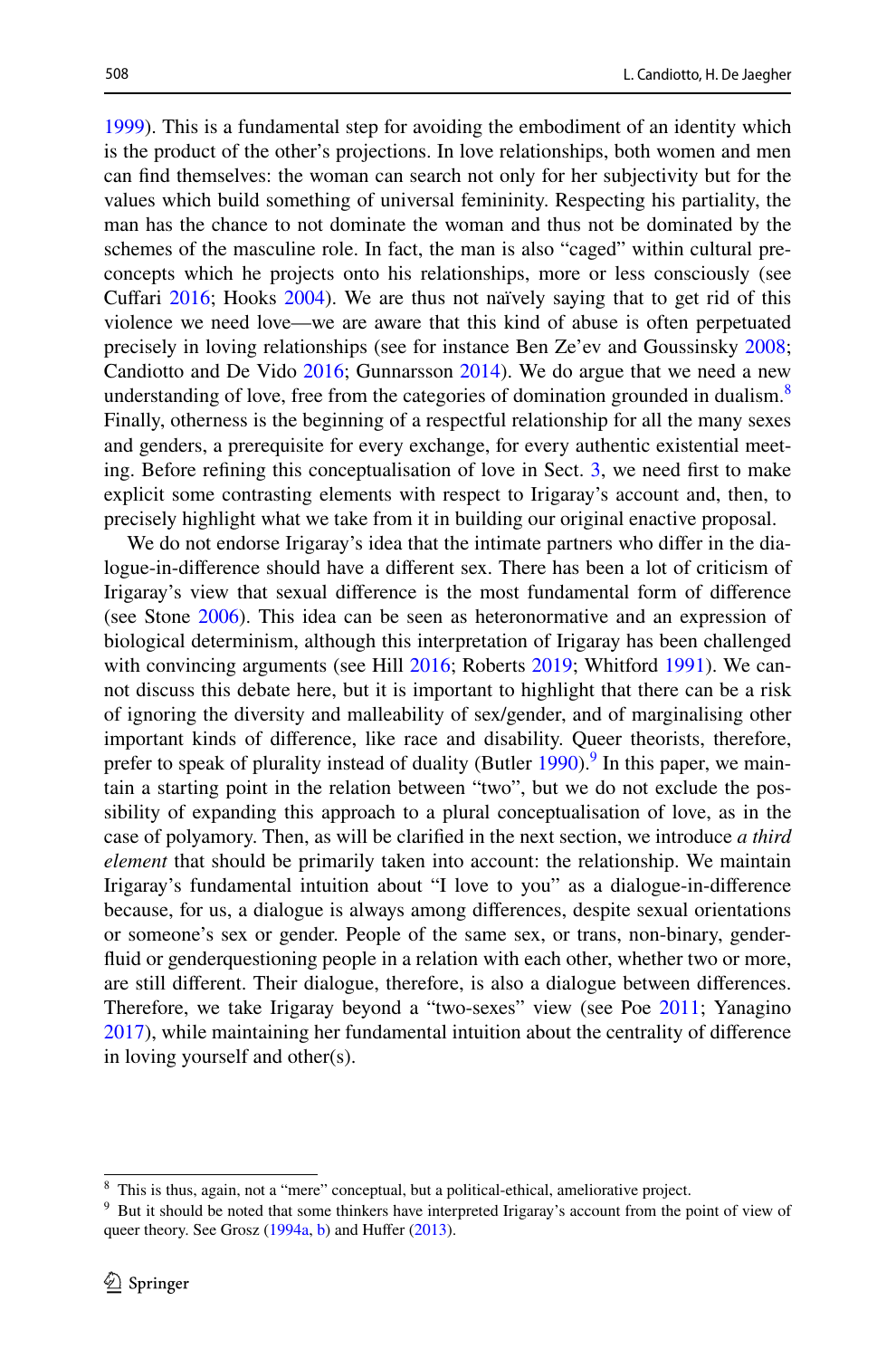1999). This is a fundamental step for avoiding the embodiment of an identity which is the product of the other's projections. In love relationships, both women and men can find themselves: the woman can search not only for her subjectivity but for the values which build something of universal femininity. Respecting his partiality, the man has the chance to not dominate the woman and thus not be dominated by the schemes of the masculine role. In fact, the man is also "caged" within cultural pre-concepts which he projects onto his relationships, more or less consciously (see Cuffari 2016; Hooks 2004). We are thus not naïvely saying that to get rid of this violence we need love—we are aware that this kind of abuse is often perpetuated precisely in loving relationships (see for instance Ben Ze'ev and Goussinsky 2008; Candiotto and De Vido 2016; Gunnarsson 2014). We do argue that we need a new understanding of love, free from the categories of domination grounded in dualism.[8] Finally, otherness is the beginning of a respectful relationship for all the many sexes and genders, a prerequisite for every exchange, for every authentic existential meeting. Before refining this conceptualisation of love in Sect. 3, we need first to make explicit some contrasting elements with respect to Irigaray's account and, then, to precisely highlight what we take from it in building our original enactive proposal.

We do not endorse Irigaray's idea that the intimate partners who differ in the dialogue-in-difference should have a different sex. There has been a lot of criticism of Irigaray's view that sexual difference is the most fundamental form of difference (see Stone 2006). This idea can be seen as heteronormative and an expression of biological determinism, although this interpretation of Irigaray has been challenged with convincing arguments (see Hill 2016; Roberts 2019; Whitford 1991). We cannot discuss this debate here, but it is important to highlight that there can be a risk of ignoring the diversity and malleability of sex/gender, and of marginalising other important kinds of difference, like race and disability. Queer theorists, therefore, prefer to speak of plurality instead of duality (Butler 1990).[9] In this paper, we maintain a starting point in the relation between "two", but we do not exclude the possibility of expanding this approach to a plural conceptualisation of love, as in the case of polyamory. Then, as will be clarified in the next section, we introduce *a third element* that should be primarily taken into account: the relationship. We maintain Irigaray's fundamental intuition about "I love to you" as a dialogue-in-difference because, for us, a dialogue is always among differences, despite sexual orientations or someone's sex or gender. People of the same sex, or trans, non-binary, gender-fluid or genderquestioning people in a relation with each other, whether two or more, are still different. Their dialogue, therefore, is also a dialogue between differences. Therefore, we take Irigaray beyond a "two-sexes" view (see Poe 2011; Yanagino 2017), while maintaining her fundamental intuition about the centrality of difference in loving yourself and other(s).

---

[8] This is thus, again, not a "mere" conceptual, but a political-ethical, ameliorative project.

[9] But it should be noted that some thinkers have interpreted Irigaray's account from the point of view of queer theory. See Grosz (1994a, b) and Huffer (2013).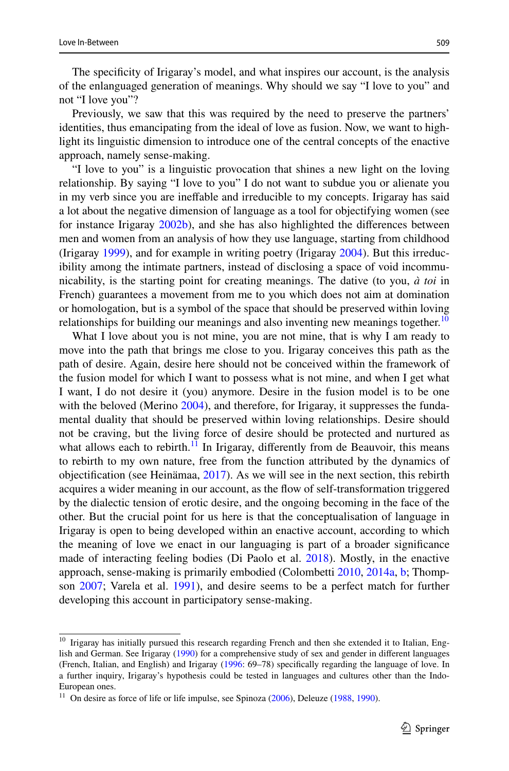The specificity of Irigaray's model, and what inspires our account, is the analysis of the enlanguaged generation of meanings. Why should we say "I love to you" and not "I love you"?

Previously, we saw that this was required by the need to preserve the partners' identities, thus emancipating from the ideal of love as fusion. Now, we want to highlight its linguistic dimension to introduce one of the central concepts of the enactive approach, namely sense-making.

"I love to you" is a linguistic provocation that shines a new light on the loving relationship. By saying "I love to you" I do not want to subdue you or alienate you in my verb since you are ineffable and irreducible to my concepts. Irigaray has said a lot about the negative dimension of language as a tool for objectifying women (see for instance Irigaray 2002b), and she has also highlighted the differences between men and women from an analysis of how they use language, starting from childhood (Irigaray 1999), and for example in writing poetry (Irigaray 2004). But this irreducibility among the intimate partners, instead of disclosing a space of void incommunicability, is the starting point for creating meanings. The dative (to you, *à toi* in French) guarantees a movement from me to you which does not aim at domination or homologation, but is a symbol of the space that should be preserved within loving relationships for building our meanings and also inventing new meanings together.[10]

What I love about you is not mine, you are not mine, that is why I am ready to move into the path that brings me close to you. Irigaray conceives this path as the path of desire. Again, desire here should not be conceived within the framework of the fusion model for which I want to possess what is not mine, and when I get what I want, I do not desire it (you) anymore. Desire in the fusion model is to be one with the beloved (Merino 2004), and therefore, for Irigaray, it suppresses the fundamental duality that should be preserved within loving relationships. Desire should not be craving, but the living force of desire should be protected and nurtured as what allows each to rebirth.[11] In Irigaray, differently from de Beauvoir, this means to rebirth to my own nature, free from the function attributed by the dynamics of objectification (see Heinämaa, 2017). As we will see in the next section, this rebirth acquires a wider meaning in our account, as the flow of self-transformation triggered by the dialectic tension of erotic desire, and the ongoing becoming in the face of the other. But the crucial point for us here is that the conceptualisation of language in Irigaray is open to being developed within an enactive account, according to which the meaning of love we enact in our languaging is part of a broader significance made of interacting feeling bodies (Di Paolo et al. 2018). Mostly, in the enactive approach, sense-making is primarily embodied (Colombetti 2010, 2014a, b; Thompson 2007; Varela et al. 1991), and desire seems to be a perfect match for further developing this account in participatory sense-making.

---

[10] Irigaray has initially pursued this research regarding French and then she extended it to Italian, English and German. See Irigaray (1990) for a comprehensive study of sex and gender in different languages (French, Italian, and English) and Irigaray (1996: 69–78) specifically regarding the language of love. In a further inquiry, Irigaray's hypothesis could be tested in languages and cultures other than the Indo-European ones.

[11] On desire as force of life or life impulse, see Spinoza (2006), Deleuze (1988, 1990).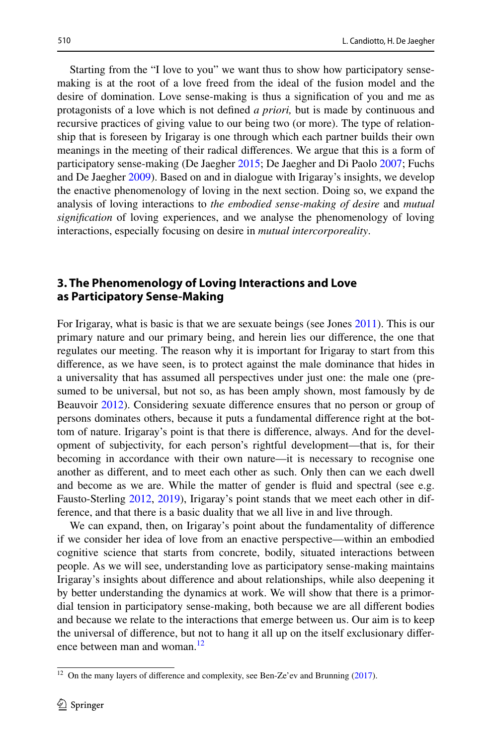Starting from the "I love to you" we want thus to show how participatory sense-making is at the root of a love freed from the ideal of the fusion model and the desire of domination. Love sense-making is thus a signification of you and me as protagonists of a love which is not defined *a priori,* but is made by continuous and recursive practices of giving value to our being two (or more). The type of relationship that is foreseen by Irigaray is one through which each partner builds their own meanings in the meeting of their radical differences. We argue that this is a form of participatory sense-making (De Jaegher 2015; De Jaegher and Di Paolo 2007; Fuchs and De Jaegher 2009). Based on and in dialogue with Irigaray's insights, we develop the enactive phenomenology of loving in the next section. Doing so, we expand the analysis of loving interactions to *the embodied sense-making of desire* and *mutual signification* of loving experiences, and we analyse the phenomenology of loving interactions, especially focusing on desire in *mutual intercorporeality*.

## 3. The Phenomenology of Loving Interactions and Love as Participatory Sense-Making

For Irigaray, what is basic is that we are sexuate beings (see Jones 2011). This is our primary nature and our primary being, and herein lies our difference, the one that regulates our meeting. The reason why it is important for Irigaray to start from this difference, as we have seen, is to protect against the male dominance that hides in a universality that has assumed all perspectives under just one: the male one (presumed to be universal, but not so, as has been amply shown, most famously by de Beauvoir 2012). Considering sexuate difference ensures that no person or group of persons dominates others, because it puts a fundamental difference right at the bottom of nature. Irigaray's point is that there is difference, always. And for the development of subjectivity, for each person's rightful development—that is, for their becoming in accordance with their own nature—it is necessary to recognise one another as different, and to meet each other as such. Only then can we each dwell and become as we are. While the matter of gender is fluid and spectral (see e.g. Fausto-Sterling 2012, 2019), Irigaray's point stands that we meet each other in difference, and that there is a basic duality that we all live in and live through.

We can expand, then, on Irigaray's point about the fundamentality of difference if we consider her idea of love from an enactive perspective—within an embodied cognitive science that starts from concrete, bodily, situated interactions between people. As we will see, understanding love as participatory sense-making maintains Irigaray's insights about difference and about relationships, while also deepening it by better understanding the dynamics at work. We will show that there is a primordial tension in participatory sense-making, both because we are all different bodies and because we relate to the interactions that emerge between us. Our aim is to keep the universal of difference, but not to hang it all up on the itself exclusionary difference between man and woman.[12]

[12] On the many layers of difference and complexity, see Ben-Ze'ev and Brunning (2017).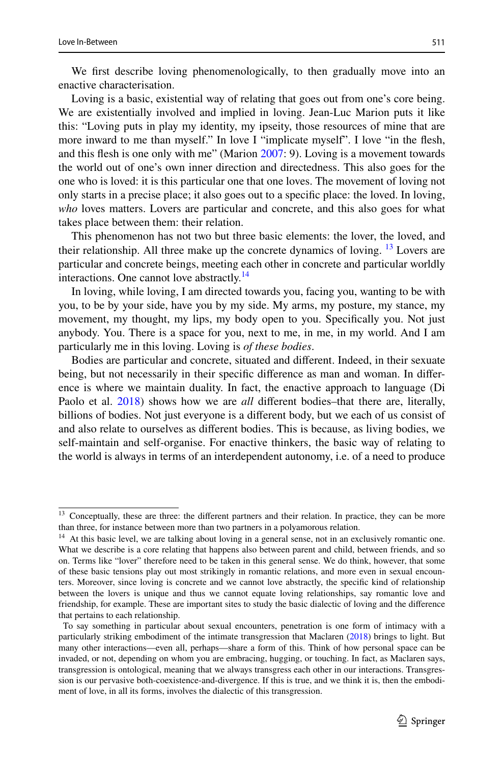We first describe loving phenomenologically, to then gradually move into an enactive characterisation.

Loving is a basic, existential way of relating that goes out from one's core being. We are existentially involved and implied in loving. Jean-Luc Marion puts it like this: "Loving puts in play my identity, my ipseity, those resources of mine that are more inward to me than myself." In love I "implicate myself". I love "in the flesh, and this flesh is one only with me" (Marion 2007: 9). Loving is a movement towards the world out of one's own inner direction and directedness. This also goes for the one who is loved: it is this particular one that one loves. The movement of loving not only starts in a precise place; it also goes out to a specific place: the loved. In loving, *who* loves matters. Lovers are particular and concrete, and this also goes for what takes place between them: their relation.

This phenomenon has not two but three basic elements: the lover, the loved, and their relationship. All three make up the concrete dynamics of loving. [13] Lovers are particular and concrete beings, meeting each other in concrete and particular worldly interactions. One cannot love abstractly.[14]

In loving, while loving, I am directed towards you, facing you, wanting to be with you, to be by your side, have you by my side. My arms, my posture, my stance, my movement, my thought, my lips, my body open to you. Specifically you. Not just anybody. You. There is a space for you, next to me, in me, in my world. And I am particularly me in this loving. Loving is *of these bodies*.

Bodies are particular and concrete, situated and different. Indeed, in their sexuate being, but not necessarily in their specific difference as man and woman. In difference is where we maintain duality. In fact, the enactive approach to language (Di Paolo et al. 2018) shows how we are *all* different bodies–that there are, literally, billions of bodies. Not just everyone is a different body, but we each of us consist of and also relate to ourselves as different bodies. This is because, as living bodies, we self-maintain and self-organise. For enactive thinkers, the basic way of relating to the world is always in terms of an interdependent autonomy, i.e. of a need to produce

---

[13] Conceptually, these are three: the different partners and their relation. In practice, they can be more than three, for instance between more than two partners in a polyamorous relation.

[14] At this basic level, we are talking about loving in a general sense, not in an exclusively romantic one. What we describe is a core relating that happens also between parent and child, between friends, and so on. Terms like "lover" therefore need to be taken in this general sense. We do think, however, that some of these basic tensions play out most strikingly in romantic relations, and more even in sexual encounters. Moreover, since loving is concrete and we cannot love abstractly, the specific kind of relationship between the lovers is unique and thus we cannot equate loving relationships, say romantic love and friendship, for example. These are important sites to study the basic dialectic of loving and the difference that pertains to each relationship.

To say something in particular about sexual encounters, penetration is one form of intimacy with a particularly striking embodiment of the intimate transgression that Maclaren (2018) brings to light. But many other interactions—even all, perhaps—share a form of this. Think of how personal space can be invaded, or not, depending on whom you are embracing, hugging, or touching. In fact, as Maclaren says, transgression is ontological, meaning that we always transgress each other in our interactions. Transgression is our pervasive both-coexistence-and-divergence. If this is true, and we think it is, then the embodiment of love, in all its forms, involves the dialectic of this transgression.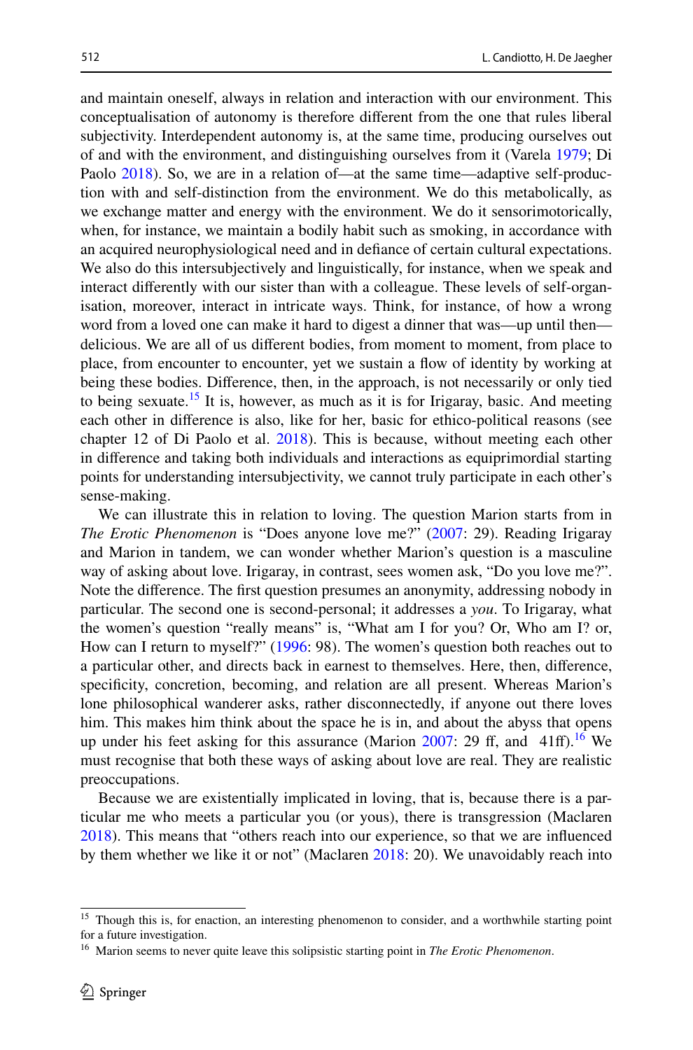and maintain oneself, always in relation and interaction with our environment. This conceptualisation of autonomy is therefore different from the one that rules liberal subjectivity. Interdependent autonomy is, at the same time, producing ourselves out of and with the environment, and distinguishing ourselves from it (Varela 1979; Di Paolo 2018). So, we are in a relation of—at the same time—adaptive self-production with and self-distinction from the environment. We do this metabolically, as we exchange matter and energy with the environment. We do it sensorimotorically, when, for instance, we maintain a bodily habit such as smoking, in accordance with an acquired neurophysiological need and in defiance of certain cultural expectations. We also do this intersubjectively and linguistically, for instance, when we speak and interact differently with our sister than with a colleague. These levels of self-organisation, moreover, interact in intricate ways. Think, for instance, of how a wrong word from a loved one can make it hard to digest a dinner that was—up until then—delicious. We are all of us different bodies, from moment to moment, from place to place, from encounter to encounter, yet we sustain a flow of identity by working at being these bodies. Difference, then, in the approach, is not necessarily or only tied to being sexuate.[15] It is, however, as much as it is for Irigaray, basic. And meeting each other in difference is also, like for her, basic for ethico-political reasons (see chapter 12 of Di Paolo et al. 2018). This is because, without meeting each other in difference and taking both individuals and interactions as equiprimordial starting points for understanding intersubjectivity, we cannot truly participate in each other's sense-making.

We can illustrate this in relation to loving. The question Marion starts from in *The Erotic Phenomenon* is "Does anyone love me?" (2007: 29). Reading Irigaray and Marion in tandem, we can wonder whether Marion's question is a masculine way of asking about love. Irigaray, in contrast, sees women ask, "Do you love me?". Note the difference. The first question presumes an anonymity, addressing nobody in particular. The second one is second-personal; it addresses a *you*. To Irigaray, what the women's question "really means" is, "What am I for you? Or, Who am I? or, How can I return to myself?" (1996: 98). The women's question both reaches out to a particular other, and directs back in earnest to themselves. Here, then, difference, specificity, concretion, becoming, and relation are all present. Whereas Marion's lone philosophical wanderer asks, rather disconnectedly, if anyone out there loves him. This makes him think about the space he is in, and about the abyss that opens up under his feet asking for this assurance (Marion 2007: 29 ff, and 41ff).[16] We must recognise that both these ways of asking about love are real. They are realistic preoccupations.

Because we are existentially implicated in loving, that is, because there is a particular me who meets a particular you (or yous), there is transgression (Maclaren 2018). This means that "others reach into our experience, so that we are influenced by them whether we like it or not" (Maclaren 2018: 20). We unavoidably reach into

---

[15] Though this is, for enaction, an interesting phenomenon to consider, and a worthwhile starting point for a future investigation.

[16] Marion seems to never quite leave this solipsistic starting point in *The Erotic Phenomenon*.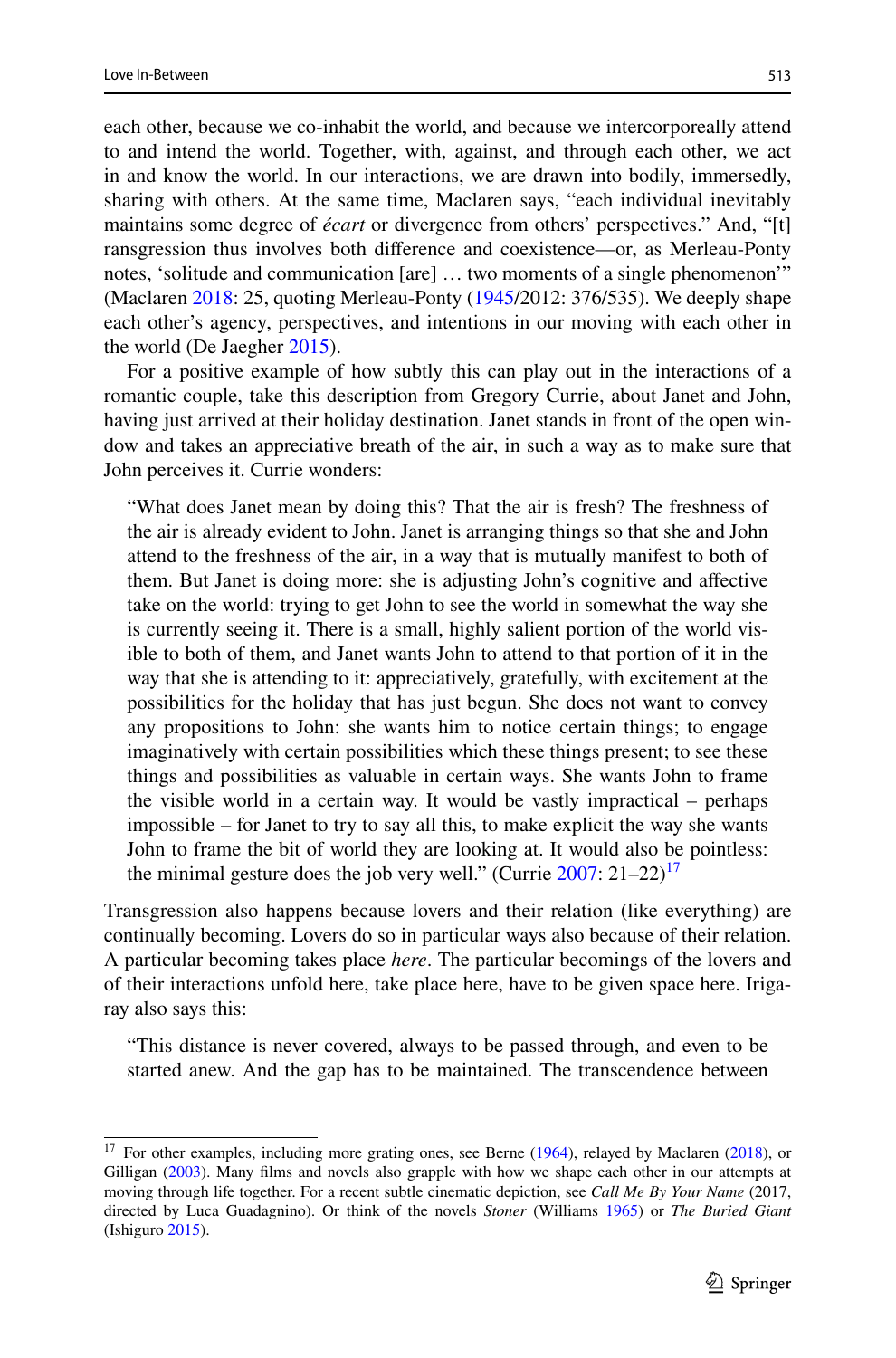each other, because we co-inhabit the world, and because we intercorporeally attend to and intend the world. Together, with, against, and through each other, we act in and know the world. In our interactions, we are drawn into bodily, immersedly, sharing with others. At the same time, Maclaren says, "each individual inevitably maintains some degree of *écart* or divergence from others' perspectives." And, "[t]ransgression thus involves both difference and coexistence—or, as Merleau-Ponty notes, 'solitude and communication [are] … two moments of a single phenomenon'" (Maclaren 2018: 25, quoting Merleau-Ponty (1945/2012: 376/535). We deeply shape each other's agency, perspectives, and intentions in our moving with each other in the world (De Jaegher 2015).

For a positive example of how subtly this can play out in the interactions of a romantic couple, take this description from Gregory Currie, about Janet and John, having just arrived at their holiday destination. Janet stands in front of the open window and takes an appreciative breath of the air, in such a way as to make sure that John perceives it. Currie wonders:

> "What does Janet mean by doing this? That the air is fresh? The freshness of the air is already evident to John. Janet is arranging things so that she and John attend to the freshness of the air, in a way that is mutually manifest to both of them. But Janet is doing more: she is adjusting John's cognitive and affective take on the world: trying to get John to see the world in somewhat the way she is currently seeing it. There is a small, highly salient portion of the world visible to both of them, and Janet wants John to attend to that portion of it in the way that she is attending to it: appreciatively, gratefully, with excitement at the possibilities for the holiday that has just begun. She does not want to convey any propositions to John: she wants him to notice certain things; to engage imaginatively with certain possibilities which these things present; to see these things and possibilities as valuable in certain ways. She wants John to frame the visible world in a certain way. It would be vastly impractical – perhaps impossible – for Janet to try to say all this, to make explicit the way she wants John to frame the bit of world they are looking at. It would also be pointless: the minimal gesture does the job very well." (Currie 2007: 21–22)[17]

Transgression also happens because lovers and their relation (like everything) are continually becoming. Lovers do so in particular ways also because of their relation. A particular becoming takes place *here*. The particular becomings of the lovers and of their interactions unfold here, take place here, have to be given space here. Irigaray also says this:

> "This distance is never covered, always to be passed through, and even to be started anew. And the gap has to be maintained. The transcendence between

[17] For other examples, including more grating ones, see Berne (1964), relayed by Maclaren (2018), or Gilligan (2003). Many films and novels also grapple with how we shape each other in our attempts at moving through life together. For a recent subtle cinematic depiction, see *Call Me By Your Name* (2017, directed by Luca Guadagnino). Or think of the novels *Stoner* (Williams 1965) or *The Buried Giant* (Ishiguro 2015).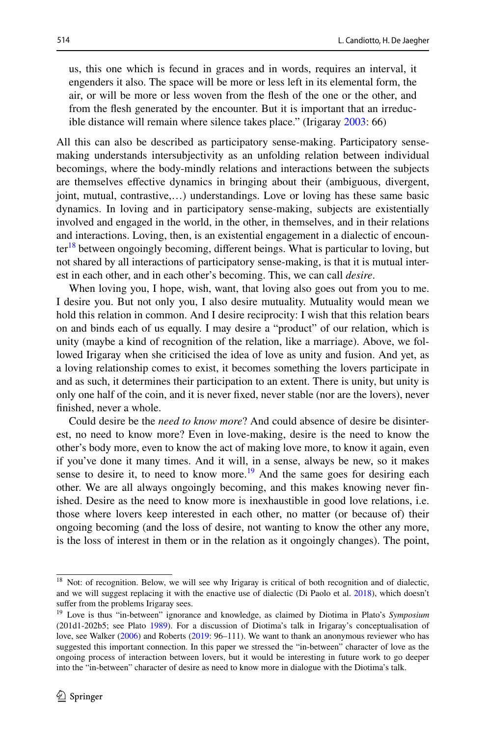> us, this one which is fecund in graces and in words, requires an interval, it engenders it also. The space will be more or less left in its elemental form, the air, or will be more or less woven from the flesh of the one or the other, and from the flesh generated by the encounter. But it is important that an irreducible distance will remain where silence takes place." (Irigaray 2003: 66)

All this can also be described as participatory sense-making. Participatory sense-making understands intersubjectivity as an unfolding relation between individual becomings, where the body-mindly relations and interactions between the subjects are themselves effective dynamics in bringing about their (ambiguous, divergent, joint, mutual, contrastive,…) understandings. Love or loving has these same basic dynamics. In loving and in participatory sense-making, subjects are existentially involved and engaged in the world, in the other, in themselves, and in their relations and interactions. Loving, then, is an existential engagement in a dialectic of encounter[18] between ongoingly becoming, different beings. What is particular to loving, but not shared by all interactions of participatory sense-making, is that it is mutual interest in each other, and in each other's becoming. This, we can call *desire*.

When loving you, I hope, wish, want, that loving also goes out from you to me. I desire you. But not only you, I also desire mutuality. Mutuality would mean we hold this relation in common. And I desire reciprocity: I wish that this relation bears on and binds each of us equally. I may desire a "product" of our relation, which is unity (maybe a kind of recognition of the relation, like a marriage). Above, we followed Irigaray when she criticised the idea of love as unity and fusion. And yet, as a loving relationship comes to exist, it becomes something the lovers participate in and as such, it determines their participation to an extent. There is unity, but unity is only one half of the coin, and it is never fixed, never stable (nor are the lovers), never finished, never a whole.

Could desire be the *need to know more*? And could absence of desire be disinterest, no need to know more? Even in love-making, desire is the need to know the other's body more, even to know the act of making love more, to know it again, even if you've done it many times. And it will, in a sense, always be new, so it makes sense to desire it, to need to know more.[19] And the same goes for desiring each other. We are all always ongoingly becoming, and this makes knowing never finished. Desire as the need to know more is inexhaustible in good love relations, i.e. those where lovers keep interested in each other, no matter (or because of) their ongoing becoming (and the loss of desire, not wanting to know the other any more, is the loss of interest in them or in the relation as it ongoingly changes). The point,

---

[18] Not: of recognition. Below, we will see why Irigaray is critical of both recognition and of dialectic, and we will suggest replacing it with the enactive use of dialectic (Di Paolo et al. 2018), which doesn't suffer from the problems Irigaray sees.

[19] Love is thus "in-between" ignorance and knowledge, as claimed by Diotima in Plato's *Symposium* (201d1-202b5; see Plato 1989). For a discussion of Diotima's talk in Irigaray's conceptualisation of love, see Walker (2006) and Roberts (2019: 96–111). We want to thank an anonymous reviewer who has suggested this important connection. In this paper we stressed the "in-between" character of love as the ongoing process of interaction between lovers, but it would be interesting in future work to go deeper into the "in-between" character of desire as need to know more in dialogue with the Diotima's talk.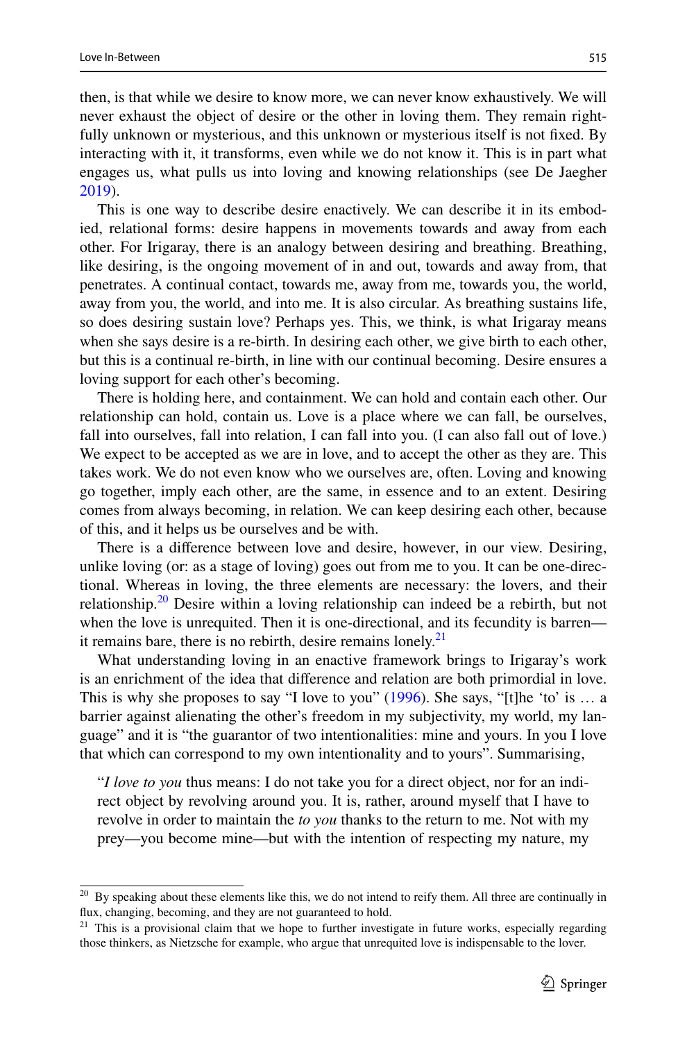then, is that while we desire to know more, we can never know exhaustively. We will never exhaust the object of desire or the other in loving them. They remain rightfully unknown or mysterious, and this unknown or mysterious itself is not fixed. By interacting with it, it transforms, even while we do not know it. This is in part what engages us, what pulls us into loving and knowing relationships (see De Jaegher 2019).

This is one way to describe desire enactively. We can describe it in its embodied, relational forms: desire happens in movements towards and away from each other. For Irigaray, there is an analogy between desiring and breathing. Breathing, like desiring, is the ongoing movement of in and out, towards and away from, that penetrates. A continual contact, towards me, away from me, towards you, the world, away from you, the world, and into me. It is also circular. As breathing sustains life, so does desiring sustain love? Perhaps yes. This, we think, is what Irigaray means when she says desire is a re-birth. In desiring each other, we give birth to each other, but this is a continual re-birth, in line with our continual becoming. Desire ensures a loving support for each other's becoming.

There is holding here, and containment. We can hold and contain each other. Our relationship can hold, contain us. Love is a place where we can fall, be ourselves, fall into ourselves, fall into relation, I can fall into you. (I can also fall out of love.) We expect to be accepted as we are in love, and to accept the other as they are. This takes work. We do not even know who we ourselves are, often. Loving and knowing go together, imply each other, are the same, in essence and to an extent. Desiring comes from always becoming, in relation. We can keep desiring each other, because of this, and it helps us be ourselves and be with.

There is a difference between love and desire, however, in our view. Desiring, unlike loving (or: as a stage of loving) goes out from me to you. It can be one-directional. Whereas in loving, the three elements are necessary: the lovers, and their relationship.[20] Desire within a loving relationship can indeed be a rebirth, but not when the love is unrequited. Then it is one-directional, and its fecundity is barren—it remains bare, there is no rebirth, desire remains lonely.[21]

What understanding loving in an enactive framework brings to Irigaray's work is an enrichment of the idea that difference and relation are both primordial in love. This is why she proposes to say "I love to you" (1996). She says, "[t]he 'to' is … a barrier against alienating the other's freedom in my subjectivity, my world, my language" and it is "the guarantor of two intentionalities: mine and yours. In you I love that which can correspond to my own intentionality and to yours". Summarising,

> "*I love to you* thus means: I do not take you for a direct object, nor for an indirect object by revolving around you. It is, rather, around myself that I have to revolve in order to maintain the *to you* thanks to the return to me. Not with my prey—you become mine—but with the intention of respecting my nature, my

---

[20] By speaking about these elements like this, we do not intend to reify them. All three are continually in flux, changing, becoming, and they are not guaranteed to hold.

[21] This is a provisional claim that we hope to further investigate in future works, especially regarding those thinkers, as Nietzsche for example, who argue that unrequited love is indispensable to the lover.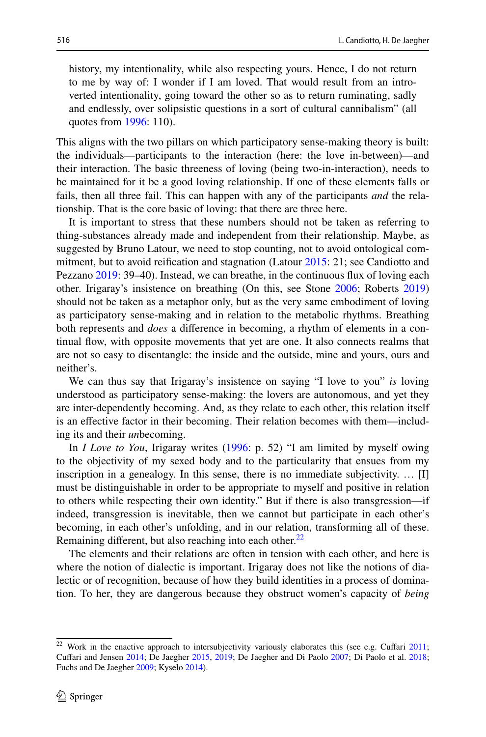history, my intentionality, while also respecting yours. Hence, I do not return to me by way of: I wonder if I am loved. That would result from an introverted intentionality, going toward the other so as to return ruminating, sadly and endlessly, over solipsistic questions in a sort of cultural cannibalism" (all quotes from 1996: 110).

This aligns with the two pillars on which participatory sense-making theory is built: the individuals—participants to the interaction (here: the love in-between)—and their interaction. The basic threeness of loving (being two-in-interaction), needs to be maintained for it be a good loving relationship. If one of these elements falls or fails, then all three fail. This can happen with any of the participants *and* the relationship. That is the core basic of loving: that there are three here.

It is important to stress that these numbers should not be taken as referring to thing-substances already made and independent from their relationship. Maybe, as suggested by Bruno Latour, we need to stop counting, not to avoid ontological commitment, but to avoid reification and stagnation (Latour 2015: 21; see Candiotto and Pezzano 2019: 39–40). Instead, we can breathe, in the continuous flux of loving each other. Irigaray's insistence on breathing (On this, see Stone 2006; Roberts 2019) should not be taken as a metaphor only, but as the very same embodiment of loving as participatory sense-making and in relation to the metabolic rhythms. Breathing both represents and *does* a difference in becoming, a rhythm of elements in a continual flow, with opposite movements that yet are one. It also connects realms that are not so easy to disentangle: the inside and the outside, mine and yours, ours and neither's.

We can thus say that Irigaray's insistence on saying "I love to you" *is* loving understood as participatory sense-making: the lovers are autonomous, and yet they are inter-dependently becoming. And, as they relate to each other, this relation itself is an effective factor in their becoming. Their relation becomes with them—including its and their *un*becoming.

In *I Love to You*, Irigaray writes (1996: p. 52) "I am limited by myself owing to the objectivity of my sexed body and to the particularity that ensues from my inscription in a genealogy. In this sense, there is no immediate subjectivity. … [I] must be distinguishable in order to be appropriate to myself and positive in relation to others while respecting their own identity." But if there is also transgression—if indeed, transgression is inevitable, then we cannot but participate in each other's becoming, in each other's unfolding, and in our relation, transforming all of these. Remaining different, but also reaching into each other.[22]

The elements and their relations are often in tension with each other, and here is where the notion of dialectic is important. Irigaray does not like the notions of dialectic or of recognition, because of how they build identities in a process of domination. To her, they are dangerous because they obstruct women's capacity of *being*

[22] Work in the enactive approach to intersubjectivity variously elaborates this (see e.g. Cuffari 2011; Cuffari and Jensen 2014; De Jaegher 2015, 2019; De Jaegher and Di Paolo 2007; Di Paolo et al. 2018; Fuchs and De Jaegher 2009; Kyselo 2014).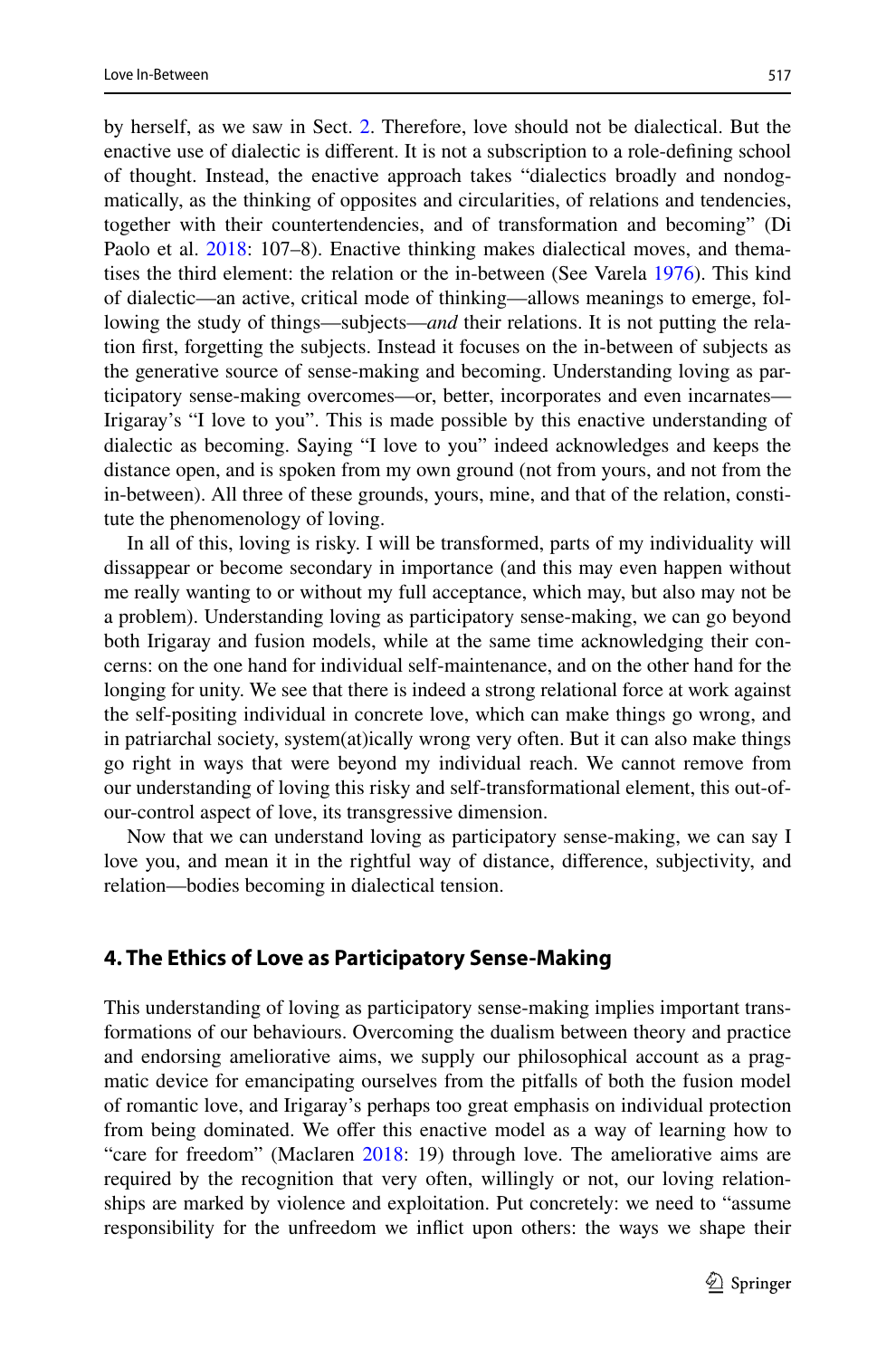by herself, as we saw in Sect. 2. Therefore, love should not be dialectical. But the enactive use of dialectic is different. It is not a subscription to a role-defining school of thought. Instead, the enactive approach takes "dialectics broadly and nondogmatically, as the thinking of opposites and circularities, of relations and tendencies, together with their countertendencies, and of transformation and becoming" (Di Paolo et al. 2018: 107–8). Enactive thinking makes dialectical moves, and thematises the third element: the relation or the in-between (See Varela 1976). This kind of dialectic—an active, critical mode of thinking—allows meanings to emerge, following the study of things—subjects—*and* their relations. It is not putting the relation first, forgetting the subjects. Instead it focuses on the in-between of subjects as the generative source of sense-making and becoming. Understanding loving as participatory sense-making overcomes—or, better, incorporates and even incarnates—Irigaray's "I love to you". This is made possible by this enactive understanding of dialectic as becoming. Saying "I love to you" indeed acknowledges and keeps the distance open, and is spoken from my own ground (not from yours, and not from the in-between). All three of these grounds, yours, mine, and that of the relation, constitute the phenomenology of loving.

In all of this, loving is risky. I will be transformed, parts of my individuality will dissappear or become secondary in importance (and this may even happen without me really wanting to or without my full acceptance, which may, but also may not be a problem). Understanding loving as participatory sense-making, we can go beyond both Irigaray and fusion models, while at the same time acknowledging their concerns: on the one hand for individual self-maintenance, and on the other hand for the longing for unity. We see that there is indeed a strong relational force at work against the self-positing individual in concrete love, which can make things go wrong, and in patriarchal society, system(at)ically wrong very often. But it can also make things go right in ways that were beyond my individual reach. We cannot remove from our understanding of loving this risky and self-transformational element, this out-of-our-control aspect of love, its transgressive dimension.

Now that we can understand loving as participatory sense-making, we can say I love you, and mean it in the rightful way of distance, difference, subjectivity, and relation—bodies becoming in dialectical tension.

## 4. The Ethics of Love as Participatory Sense-Making

This understanding of loving as participatory sense-making implies important transformations of our behaviours. Overcoming the dualism between theory and practice and endorsing ameliorative aims, we supply our philosophical account as a pragmatic device for emancipating ourselves from the pitfalls of both the fusion model of romantic love, and Irigaray's perhaps too great emphasis on individual protection from being dominated. We offer this enactive model as a way of learning how to "care for freedom" (Maclaren 2018: 19) through love. The ameliorative aims are required by the recognition that very often, willingly or not, our loving relationships are marked by violence and exploitation. Put concretely: we need to "assume responsibility for the unfreedom we inflict upon others: the ways we shape their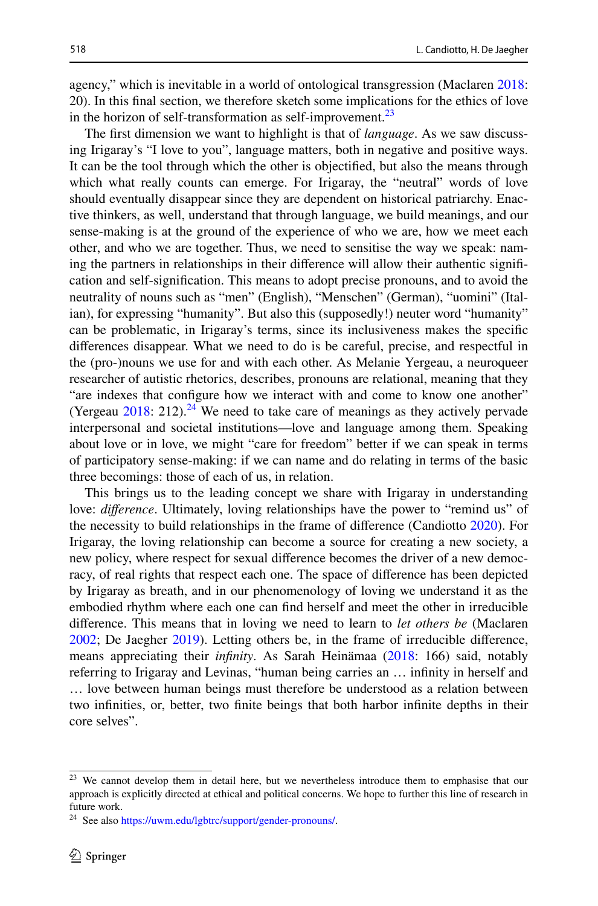agency," which is inevitable in a world of ontological transgression (Maclaren 2018: 20). In this final section, we therefore sketch some implications for the ethics of love in the horizon of self-transformation as self-improvement.[23]

The first dimension we want to highlight is that of *language*. As we saw discussing Irigaray's "I love to you", language matters, both in negative and positive ways. It can be the tool through which the other is objectified, but also the means through which what really counts can emerge. For Irigaray, the "neutral" words of love should eventually disappear since they are dependent on historical patriarchy. Enactive thinkers, as well, understand that through language, we build meanings, and our sense-making is at the ground of the experience of who we are, how we meet each other, and who we are together. Thus, we need to sensitise the way we speak: naming the partners in relationships in their difference will allow their authentic signification and self-signification. This means to adopt precise pronouns, and to avoid the neutrality of nouns such as "men" (English), "Menschen" (German), "uomini" (Italian), for expressing "humanity". But also this (supposedly!) neuter word "humanity" can be problematic, in Irigaray's terms, since its inclusiveness makes the specific differences disappear. What we need to do is be careful, precise, and respectful in the (pro-)nouns we use for and with each other. As Melanie Yergeau, a neuroqueer researcher of autistic rhetorics, describes, pronouns are relational, meaning that they "are indexes that configure how we interact with and come to know one another" (Yergeau 2018: 212).[24] We need to take care of meanings as they actively pervade interpersonal and societal institutions—love and language among them. Speaking about love or in love, we might "care for freedom" better if we can speak in terms of participatory sense-making: if we can name and do relating in terms of the basic three becomings: those of each of us, in relation.

This brings us to the leading concept we share with Irigaray in understanding love: *difference*. Ultimately, loving relationships have the power to "remind us" of the necessity to build relationships in the frame of difference (Candiotto 2020). For Irigaray, the loving relationship can become a source for creating a new society, a new policy, where respect for sexual difference becomes the driver of a new democracy, of real rights that respect each one. The space of difference has been depicted by Irigaray as breath, and in our phenomenology of loving we understand it as the embodied rhythm where each one can find herself and meet the other in irreducible difference. This means that in loving we need to learn to *let others be* (Maclaren 2002; De Jaegher 2019). Letting others be, in the frame of irreducible difference, means appreciating their *infinity*. As Sarah Heinämaa (2018: 166) said, notably referring to Irigaray and Levinas, "human being carries an … infinity in herself and … love between human beings must therefore be understood as a relation between two infinities, or, better, two finite beings that both harbor infinite depths in their core selves".

---

[23] We cannot develop them in detail here, but we nevertheless introduce them to emphasise that our approach is explicitly directed at ethical and political concerns. We hope to further this line of research in future work.

[24] See also https://uwm.edu/lgbtrc/support/gender-pronouns/.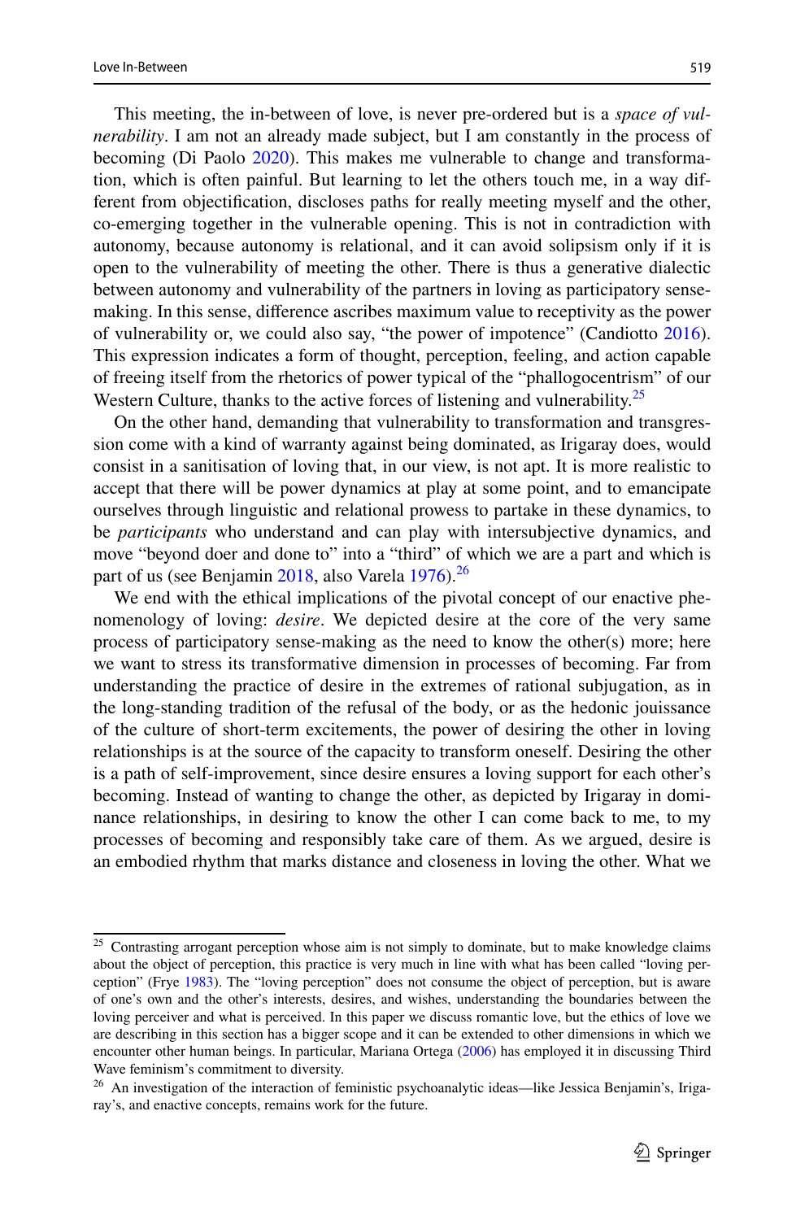This meeting, the in-between of love, is never pre-ordered but is a *space of vulnerability*. I am not an already made subject, but I am constantly in the process of becoming (Di Paolo 2020). This makes me vulnerable to change and transformation, which is often painful. But learning to let the others touch me, in a way different from objectification, discloses paths for really meeting myself and the other, co-emerging together in the vulnerable opening. This is not in contradiction with autonomy, because autonomy is relational, and it can avoid solipsism only if it is open to the vulnerability of meeting the other. There is thus a generative dialectic between autonomy and vulnerability of the partners in loving as participatory sense-making. In this sense, difference ascribes maximum value to receptivity as the power of vulnerability or, we could also say, "the power of impotence" (Candiotto 2016). This expression indicates a form of thought, perception, feeling, and action capable of freeing itself from the rhetorics of power typical of the "phallogocentrism" of our Western Culture, thanks to the active forces of listening and vulnerability.[25]

On the other hand, demanding that vulnerability to transformation and transgression come with a kind of warranty against being dominated, as Irigaray does, would consist in a sanitisation of loving that, in our view, is not apt. It is more realistic to accept that there will be power dynamics at play at some point, and to emancipate ourselves through linguistic and relational prowess to partake in these dynamics, to be *participants* who understand and can play with intersubjective dynamics, and move "beyond doer and done to" into a "third" of which we are a part and which is part of us (see Benjamin 2018, also Varela 1976).[26]

We end with the ethical implications of the pivotal concept of our enactive phenomenology of loving: *desire*. We depicted desire at the core of the very same process of participatory sense-making as the need to know the other(s) more; here we want to stress its transformative dimension in processes of becoming. Far from understanding the practice of desire in the extremes of rational subjugation, as in the long-standing tradition of the refusal of the body, or as the hedonic jouissance of the culture of short-term excitements, the power of desiring the other in loving relationships is at the source of the capacity to transform oneself. Desiring the other is a path of self-improvement, since desire ensures a loving support for each other's becoming. Instead of wanting to change the other, as depicted by Irigaray in dominance relationships, in desiring to know the other I can come back to me, to my processes of becoming and responsibly take care of them. As we argued, desire is an embodied rhythm that marks distance and closeness in loving the other. What we

---

[25] Contrasting arrogant perception whose aim is not simply to dominate, but to make knowledge claims about the object of perception, this practice is very much in line with what has been called "loving perception" (Frye 1983). The "loving perception" does not consume the object of perception, but is aware of one's own and the other's interests, desires, and wishes, understanding the boundaries between the loving perceiver and what is perceived. In this paper we discuss romantic love, but the ethics of love we are describing in this section has a bigger scope and it can be extended to other dimensions in which we encounter other human beings. In particular, Mariana Ortega (2006) has employed it in discussing Third Wave feminism's commitment to diversity.

[26] An investigation of the interaction of feministic psychoanalytic ideas—like Jessica Benjamin's, Irigaray's, and enactive concepts, remains work for the future.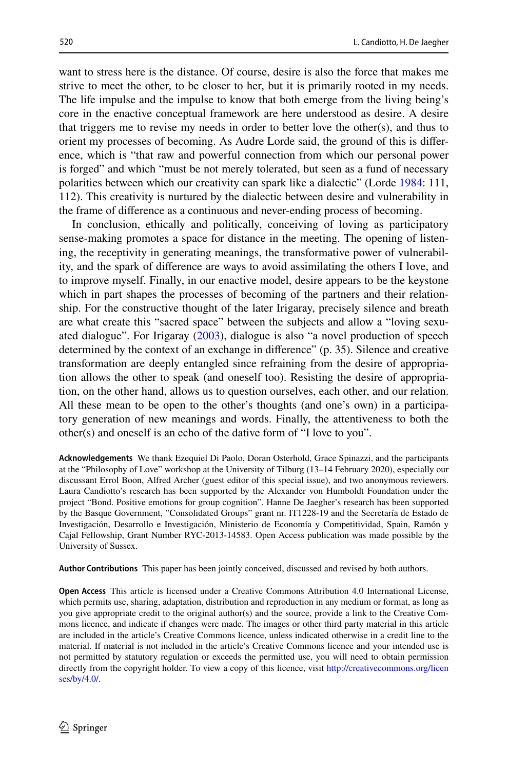want to stress here is the distance. Of course, desire is also the force that makes me strive to meet the other, to be closer to her, but it is primarily rooted in my needs. The life impulse and the impulse to know that both emerge from the living being's core in the enactive conceptual framework are here understood as desire. A desire that triggers me to revise my needs in order to better love the other(s), and thus to orient my processes of becoming. As Audre Lorde said, the ground of this is difference, which is "that raw and powerful connection from which our personal power is forged" and which "must be not merely tolerated, but seen as a fund of necessary polarities between which our creativity can spark like a dialectic" (Lorde 1984: 111, 112). This creativity is nurtured by the dialectic between desire and vulnerability in the frame of difference as a continuous and never-ending process of becoming.

In conclusion, ethically and politically, conceiving of loving as participatory sense-making promotes a space for distance in the meeting. The opening of listening, the receptivity in generating meanings, the transformative power of vulnerability, and the spark of difference are ways to avoid assimilating the others I love, and to improve myself. Finally, in our enactive model, desire appears to be the keystone which in part shapes the processes of becoming of the partners and their relationship. For the constructive thought of the later Irigaray, precisely silence and breath are what create this "sacred space" between the subjects and allow a "loving sexuated dialogue". For Irigaray (2003), dialogue is also "a novel production of speech determined by the context of an exchange in difference" (p. 35). Silence and creative transformation are deeply entangled since refraining from the desire of appropriation allows the other to speak (and oneself too). Resisting the desire of appropriation, on the other hand, allows us to question ourselves, each other, and our relation. All these mean to be open to the other's thoughts (and one's own) in a participatory generation of new meanings and words. Finally, the attentiveness to both the other(s) and oneself is an echo of the dative form of "I love to you".

**Acknowledgements** We thank Ezequiel Di Paolo, Doran Osterhold, Grace Spinazzi, and the participants at the "Philosophy of Love" workshop at the University of Tilburg (13–14 February 2020), especially our discussant Errol Boon, Alfred Archer (guest editor of this special issue), and two anonymous reviewers. Laura Candiotto's research has been supported by the Alexander von Humboldt Foundation under the project "Bond. Positive emotions for group cognition". Hanne De Jaegher's research has been supported by the Basque Government, "Consolidated Groups" grant nr. IT1228-19 and the Secretaría de Estado de Investigación, Desarrollo e Investigación, Ministerio de Economía y Competitividad, Spain, Ramón y Cajal Fellowship, Grant Number RYC-2013-14583. Open Access publication was made possible by the University of Sussex.

**Author Contributions** This paper has been jointly conceived, discussed and revised by both authors.

**Open Access** This article is licensed under a Creative Commons Attribution 4.0 International License, which permits use, sharing, adaptation, distribution and reproduction in any medium or format, as long as you give appropriate credit to the original author(s) and the source, provide a link to the Creative Commons licence, and indicate if changes were made. The images or other third party material in this article are included in the article's Creative Commons licence, unless indicated otherwise in a credit line to the material. If material is not included in the article's Creative Commons licence and your intended use is not permitted by statutory regulation or exceeds the permitted use, you will need to obtain permission directly from the copyright holder. To view a copy of this licence, visit http://creativecommons.org/licenses/by/4.0/.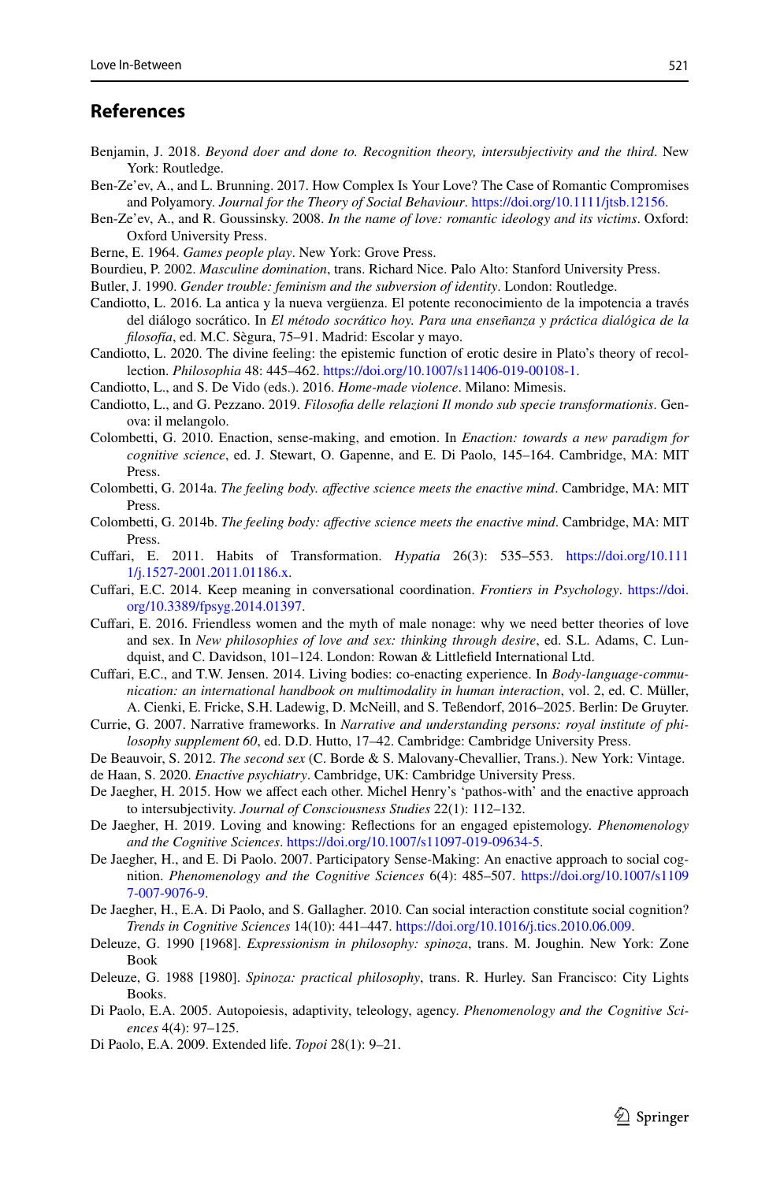## References

Benjamin, J. 2018. *Beyond doer and done to. Recognition theory, intersubjectivity and the third*. New York: Routledge.

Ben-Ze'ev, A., and L. Brunning. 2017. How Complex Is Your Love? The Case of Romantic Compromises and Polyamory. *Journal for the Theory of Social Behaviour*. https://doi.org/10.1111/jtsb.12156.

Ben-Ze'ev, A., and R. Goussinsky. 2008. *In the name of love: romantic ideology and its victims*. Oxford: Oxford University Press.

Berne, E. 1964. *Games people play*. New York: Grove Press.

Bourdieu, P. 2002. *Masculine domination*, trans. Richard Nice. Palo Alto: Stanford University Press.

Butler, J. 1990. *Gender trouble: feminism and the subversion of identity*. London: Routledge.

Candiotto, L. 2016. La antica y la nueva vergüenza. El potente reconocimiento de la impotencia a través del diálogo socrático. In *El método socrático hoy. Para una enseñanza y práctica dialógica de la filosofía*, ed. M.C. Sègura, 75–91. Madrid: Escolar y mayo.

Candiotto, L. 2020. The divine feeling: the epistemic function of erotic desire in Plato's theory of recollection. *Philosophia* 48: 445–462. https://doi.org/10.1007/s11406-019-00108-1.

Candiotto, L., and S. De Vido (eds.). 2016. *Home-made violence*. Milano: Mimesis.

Candiotto, L., and G. Pezzano. 2019. *Filosofia delle relazioni Il mondo sub specie transformationis*. Genova: il melangolo.

Colombetti, G. 2010. Enaction, sense-making, and emotion. In *Enaction: towards a new paradigm for cognitive science*, ed. J. Stewart, O. Gapenne, and E. Di Paolo, 145–164. Cambridge, MA: MIT Press.

Colombetti, G. 2014a. *The feeling body. affective science meets the enactive mind*. Cambridge, MA: MIT Press.

Colombetti, G. 2014b. *The feeling body: affective science meets the enactive mind*. Cambridge, MA: MIT Press.

Cuffari, E. 2011. Habits of Transformation. *Hypatia* 26(3): 535–553. https://doi.org/10.1111/j.1527-2001.2011.01186.x.

Cuffari, E.C. 2014. Keep meaning in conversational coordination. *Frontiers in Psychology*. https://doi.org/10.3389/fpsyg.2014.01397.

Cuffari, E. 2016. Friendless women and the myth of male nonage: why we need better theories of love and sex. In *New philosophies of love and sex: thinking through desire*, ed. S.L. Adams, C. Lundquist, and C. Davidson, 101–124. London: Rowan & Littlefield International Ltd.

Cuffari, E.C., and T.W. Jensen. 2014. Living bodies: co-enacting experience. In *Body-language-communication: an international handbook on multimodality in human interaction*, vol. 2, ed. C. Müller, A. Cienki, E. Fricke, S.H. Ladewig, D. McNeill, and S. Teßendorf, 2016–2025. Berlin: De Gruyter.

Currie, G. 2007. Narrative frameworks. In *Narrative and understanding persons: royal institute of philosophy supplement 60*, ed. D.D. Hutto, 17–42. Cambridge: Cambridge University Press.

De Beauvoir, S. 2012. *The second sex* (C. Borde & S. Malovany-Chevallier, Trans.). New York: Vintage.

de Haan, S. 2020. *Enactive psychiatry*. Cambridge, UK: Cambridge University Press.

De Jaegher, H. 2015. How we affect each other. Michel Henry's 'pathos-with' and the enactive approach to intersubjectivity. *Journal of Consciousness Studies* 22(1): 112–132.

De Jaegher, H. 2019. Loving and knowing: Reflections for an engaged epistemology. *Phenomenology and the Cognitive Sciences*. https://doi.org/10.1007/s11097-019-09634-5.

De Jaegher, H., and E. Di Paolo. 2007. Participatory Sense-Making: An enactive approach to social cognition. *Phenomenology and the Cognitive Sciences* 6(4): 485–507. https://doi.org/10.1007/s11097-007-9076-9.

De Jaegher, H., E.A. Di Paolo, and S. Gallagher. 2010. Can social interaction constitute social cognition? *Trends in Cognitive Sciences* 14(10): 441–447. https://doi.org/10.1016/j.tics.2010.06.009.

Deleuze, G. 1990 [1968]. *Expressionism in philosophy: spinoza*, trans. M. Joughin. New York: Zone Book

Deleuze, G. 1988 [1980]. *Spinoza: practical philosophy*, trans. R. Hurley. San Francisco: City Lights Books.

Di Paolo, E.A. 2005. Autopoiesis, adaptivity, teleology, agency. *Phenomenology and the Cognitive Sciences* 4(4): 97–125.

Di Paolo, E.A. 2009. Extended life. *Topoi* 28(1): 9–21.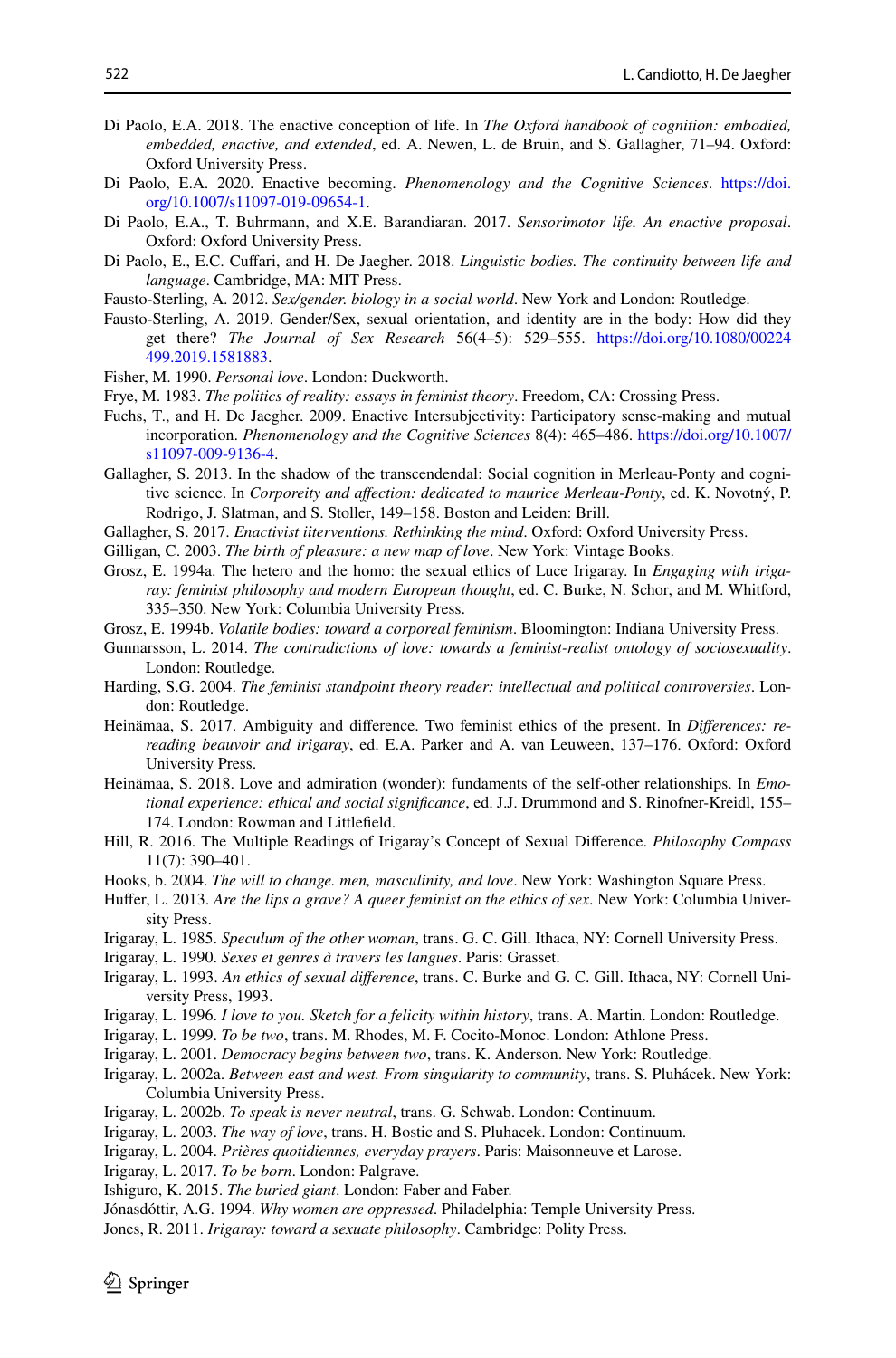Di Paolo, E.A. 2018. The enactive conception of life. In *The Oxford handbook of cognition: embodied, embedded, enactive, and extended*, ed. A. Newen, L. de Bruin, and S. Gallagher, 71–94. Oxford: Oxford University Press.

Di Paolo, E.A. 2020. Enactive becoming. *Phenomenology and the Cognitive Sciences*. https://doi.org/10.1007/s11097-019-09654-1.

Di Paolo, E.A., T. Buhrmann, and X.E. Barandiaran. 2017. *Sensorimotor life. An enactive proposal*. Oxford: Oxford University Press.

Di Paolo, E., E.C. Cuffari, and H. De Jaegher. 2018. *Linguistic bodies. The continuity between life and language*. Cambridge, MA: MIT Press.

Fausto-Sterling, A. 2012. *Sex/gender. biology in a social world*. New York and London: Routledge.

Fausto-Sterling, A. 2019. Gender/Sex, sexual orientation, and identity are in the body: How did they get there? *The Journal of Sex Research* 56(4–5): 529–555. https://doi.org/10.1080/00224499.2019.1581883.

Fisher, M. 1990. *Personal love*. London: Duckworth.

Frye, M. 1983. *The politics of reality: essays in feminist theory*. Freedom, CA: Crossing Press.

Fuchs, T., and H. De Jaegher. 2009. Enactive Intersubjectivity: Participatory sense-making and mutual incorporation. *Phenomenology and the Cognitive Sciences* 8(4): 465–486. https://doi.org/10.1007/s11097-009-9136-4.

Gallagher, S. 2013. In the shadow of the transcendendal: Social cognition in Merleau-Ponty and cognitive science. In *Corporeity and affection: dedicated to maurice Merleau-Ponty*, ed. K. Novotný, P. Rodrigo, J. Slatman, and S. Stoller, 149–158. Boston and Leiden: Brill.

Gallagher, S. 2017. *Enactivist iiterventions. Rethinking the mind*. Oxford: Oxford University Press.

Gilligan, C. 2003. *The birth of pleasure: a new map of love*. New York: Vintage Books.

Grosz, E. 1994a. The hetero and the homo: the sexual ethics of Luce Irigaray. In *Engaging with irigaray: feminist philosophy and modern European thought*, ed. C. Burke, N. Schor, and M. Whitford, 335–350. New York: Columbia University Press.

Grosz, E. 1994b. *Volatile bodies: toward a corporeal feminism*. Bloomington: Indiana University Press.

Gunnarsson, L. 2014. *The contradictions of love: towards a feminist-realist ontology of sociosexuality*. London: Routledge.

Harding, S.G. 2004. *The feminist standpoint theory reader: intellectual and political controversies*. London: Routledge.

Heinämaa, S. 2017. Ambiguity and difference. Two feminist ethics of the present. In *Differences: rereading beauvoir and irigaray*, ed. E.A. Parker and A. van Leuween, 137–176. Oxford: Oxford University Press.

Heinämaa, S. 2018. Love and admiration (wonder): fundaments of the self-other relationships. In *Emotional experience: ethical and social significance*, ed. J.J. Drummond and S. Rinofner-Kreidl, 155–174. London: Rowman and Littlefield.

Hill, R. 2016. The Multiple Readings of Irigaray's Concept of Sexual Difference. *Philosophy Compass* 11(7): 390–401.

Hooks, b. 2004. *The will to change. men, masculinity, and love*. New York: Washington Square Press.

Huffer, L. 2013. *Are the lips a grave? A queer feminist on the ethics of sex*. New York: Columbia University Press.

Irigaray, L. 1985. *Speculum of the other woman*, trans. G. C. Gill. Ithaca, NY: Cornell University Press.

Irigaray, L. 1990. *Sexes et genres à travers les langues*. Paris: Grasset.

Irigaray, L. 1993. *An ethics of sexual difference*, trans. C. Burke and G. C. Gill. Ithaca, NY: Cornell University Press, 1993.

Irigaray, L. 1996. *I love to you. Sketch for a felicity within history*, trans. A. Martin. London: Routledge.

Irigaray, L. 1999. *To be two*, trans. M. Rhodes, M. F. Cocito-Monoc. London: Athlone Press.

Irigaray, L. 2001. *Democracy begins between two*, trans. K. Anderson. New York: Routledge.

Irigaray, L. 2002a. *Between east and west. From singularity to community*, trans. S. Pluhácek. New York: Columbia University Press.

Irigaray, L. 2002b. *To speak is never neutral*, trans. G. Schwab. London: Continuum.

Irigaray, L. 2003. *The way of love*, trans. H. Bostic and S. Pluhacek. London: Continuum.

Irigaray, L. 2004. *Prières quotidiennes, everyday prayers*. Paris: Maisonneuve et Larose.

Irigaray, L. 2017. *To be born*. London: Palgrave.

Ishiguro, K. 2015. *The buried giant*. London: Faber and Faber.

Jónasdóttir, A.G. 1994. *Why women are oppressed*. Philadelphia: Temple University Press.

Jones, R. 2011. *Irigaray: toward a sexuate philosophy*. Cambridge: Polity Press.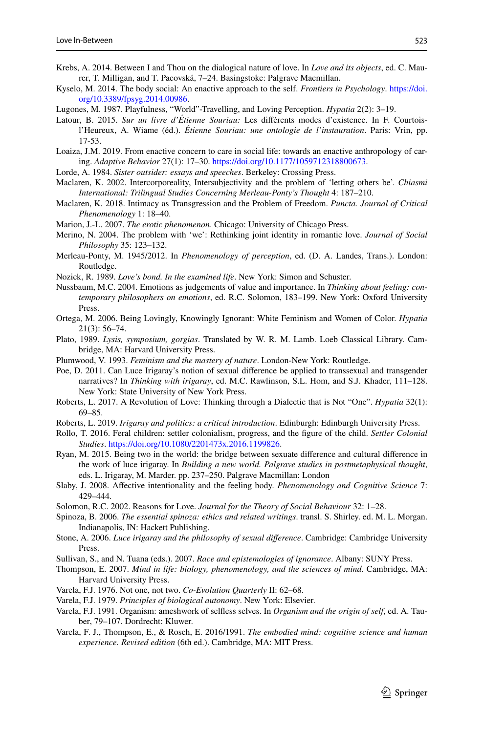Krebs, A. 2014. Between I and Thou on the dialogical nature of love. In *Love and its objects*, ed. C. Maurer, T. Milligan, and T. Pacovská, 7–24. Basingstoke: Palgrave Macmillan.

Kyselo, M. 2014. The body social: An enactive approach to the self. *Frontiers in Psychology*. https://doi.org/10.3389/fpsyg.2014.00986.

Lugones, M. 1987. Playfulness, "World"-Travelling, and Loving Perception. *Hypatia* 2(2): 3–19.

Latour, B. 2015. *Sur un livre d'Étienne Souriau:* Les différents modes d'existence. In F. Courtois-l'Heureux, A. Wiame (éd.). *Étienne Souriau: une ontologie de l'instauration*. Paris: Vrin, pp. 17-53.

Loaiza, J.M. 2019. From enactive concern to care in social life: towards an enactive anthropology of caring. *Adaptive Behavior* 27(1): 17–30. https://doi.org/10.1177/1059712318800673.

Lorde, A. 1984. *Sister outsider: essays and speeches*. Berkeley: Crossing Press.

Maclaren, K. 2002. Intercorporeality, Intersubjectivity and the problem of 'letting others be'. *Chiasmi International: Trilingual Studies Concerning Merleau-Ponty's Thought* 4: 187–210.

Maclaren, K. 2018. Intimacy as Transgression and the Problem of Freedom. *Puncta. Journal of Critical Phenomenology* 1: 18–40.

Marion, J.-L. 2007. *The erotic phenomenon*. Chicago: University of Chicago Press.

Merino, N. 2004. The problem with 'we': Rethinking joint identity in romantic love. *Journal of Social Philosophy* 35: 123–132.

Merleau-Ponty, M. 1945/2012. In *Phenomenology of perception*, ed. (D. A. Landes, Trans.). London: Routledge.

Nozick, R. 1989. *Love's bond. In the examined life*. New York: Simon and Schuster.

Nussbaum, M.C. 2004. Emotions as judgements of value and importance. In *Thinking about feeling: contemporary philosophers on emotions*, ed. R.C. Solomon, 183–199. New York: Oxford University Press.

Ortega, M. 2006. Being Lovingly, Knowingly Ignorant: White Feminism and Women of Color. *Hypatia* 21(3): 56–74.

Plato, 1989. *Lysis, symposium, gorgias*. Translated by W. R. M. Lamb. Loeb Classical Library. Cambridge, MA: Harvard University Press.

Plumwood, V. 1993. *Feminism and the mastery of nature*. London-New York: Routledge.

Poe, D. 2011. Can Luce Irigaray's notion of sexual difference be applied to transsexual and transgender narratives? In *Thinking with irigaray*, ed. M.C. Rawlinson, S.L. Hom, and S.J. Khader, 111–128. New York: State University of New York Press.

Roberts, L. 2017. A Revolution of Love: Thinking through a Dialectic that is Not "One". *Hypatia* 32(1): 69–85.

Roberts, L. 2019. *Irigaray and politics: a critical introduction*. Edinburgh: Edinburgh University Press.

Rollo, T. 2016. Feral children: settler colonialism, progress, and the figure of the child. *Settler Colonial Studies*. https://doi.org/10.1080/2201473x.2016.1199826.

Ryan, M. 2015. Being two in the world: the bridge between sexuate difference and cultural difference in the work of luce irigaray. In *Building a new world. Palgrave studies in postmetaphysical thought*, eds. L. Irigaray, M. Marder. pp. 237–250. Palgrave Macmillan: London

Slaby, J. 2008. Affective intentionality and the feeling body. *Phenomenology and Cognitive Science* 7: 429–444.

Solomon, R.C. 2002. Reasons for Love. *Journal for the Theory of Social Behaviour* 32: 1–28.

Spinoza, B. 2006. *The essential spinoza: ethics and related writings*. transl. S. Shirley. ed. M. L. Morgan. Indianapolis, IN: Hackett Publishing.

Stone, A. 2006. *Luce irigaray and the philosophy of sexual difference*. Cambridge: Cambridge University Press.

Sullivan, S., and N. Tuana (eds.). 2007. *Race and epistemologies of ignorance*. Albany: SUNY Press.

Thompson, E. 2007. *Mind in life: biology, phenomenology, and the sciences of mind*. Cambridge, MA: Harvard University Press.

Varela, F.J. 1976. Not one, not two. *Co-Evolution Quarterly* II: 62–68.

Varela, F.J. 1979. *Principles of biological autonomy*. New York: Elsevier.

Varela, F.J. 1991. Organism: ameshwork of selfless selves. In *Organism and the origin of self*, ed. A. Tauber, 79–107. Dordrecht: Kluwer.

Varela, F. J., Thompson, E., & Rosch, E. 2016/1991. *The embodied mind: cognitive science and human experience. Revised edition* (6th ed.). Cambridge, MA: MIT Press.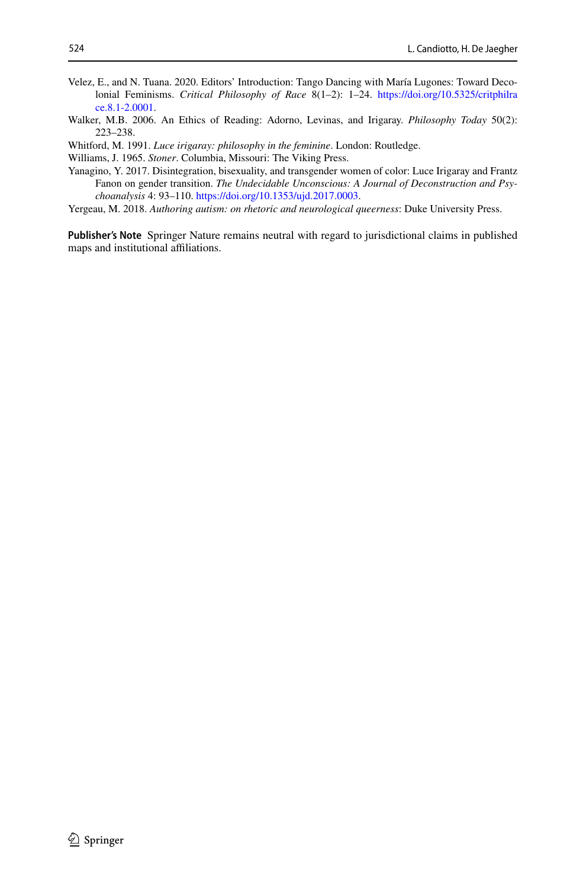Velez, E., and N. Tuana. 2020. Editors' Introduction: Tango Dancing with María Lugones: Toward Decolonial Feminisms. *Critical Philosophy of Race* 8(1–2): 1–24. https://doi.org/10.5325/critphilrace.8.1-2.0001.

Walker, M.B. 2006. An Ethics of Reading: Adorno, Levinas, and Irigaray. *Philosophy Today* 50(2): 223–238.

Whitford, M. 1991. *Luce irigaray: philosophy in the feminine*. London: Routledge.

Williams, J. 1965. *Stoner*. Columbia, Missouri: The Viking Press.

Yanagino, Y. 2017. Disintegration, bisexuality, and transgender women of color: Luce Irigaray and Frantz Fanon on gender transition. *The Undecidable Unconscious: A Journal of Deconstruction and Psychoanalysis* 4: 93–110. https://doi.org/10.1353/ujd.2017.0003.

Yergeau, M. 2018. *Authoring autism: on rhetoric and neurological queerness*: Duke University Press.

**Publisher's Note** Springer Nature remains neutral with regard to jurisdictional claims in published maps and institutional affiliations.